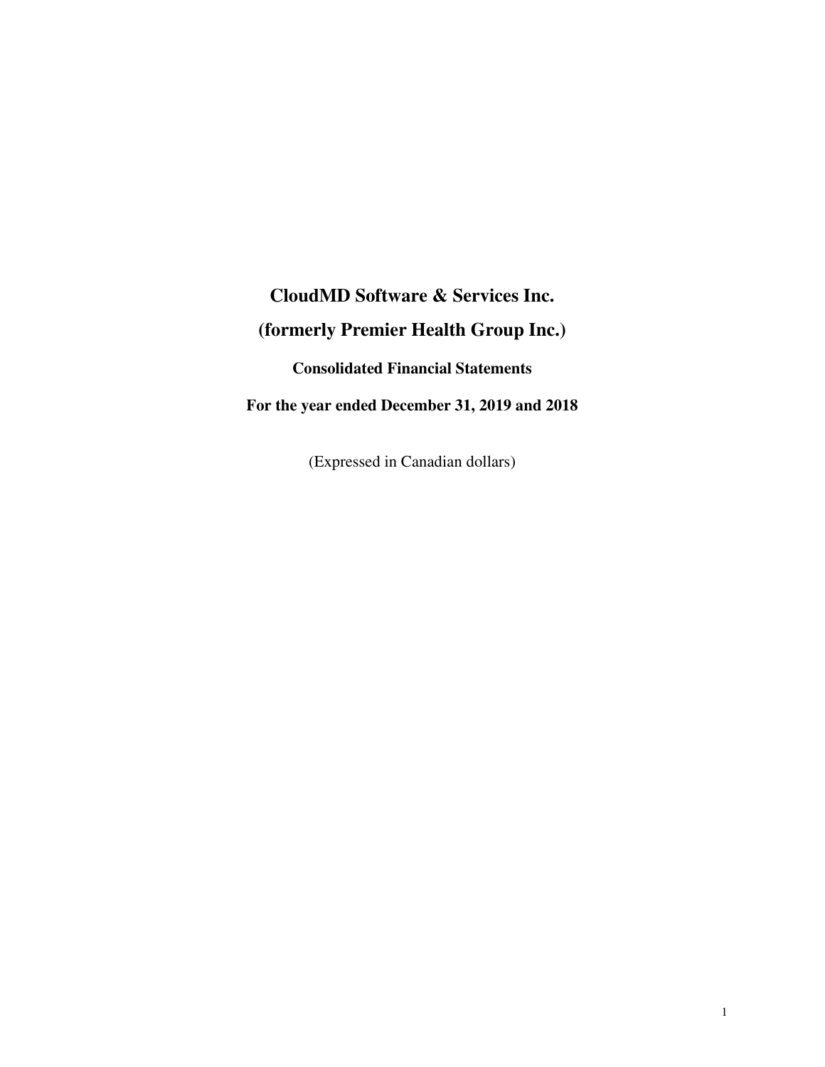# CloudMD Software & Services Inc.

# (formerly Premier Health Group Inc.)

## Consolidated Financial Statements

## For the year ended December 31, 2019 and 2018

(Expressed in Canadian dollars)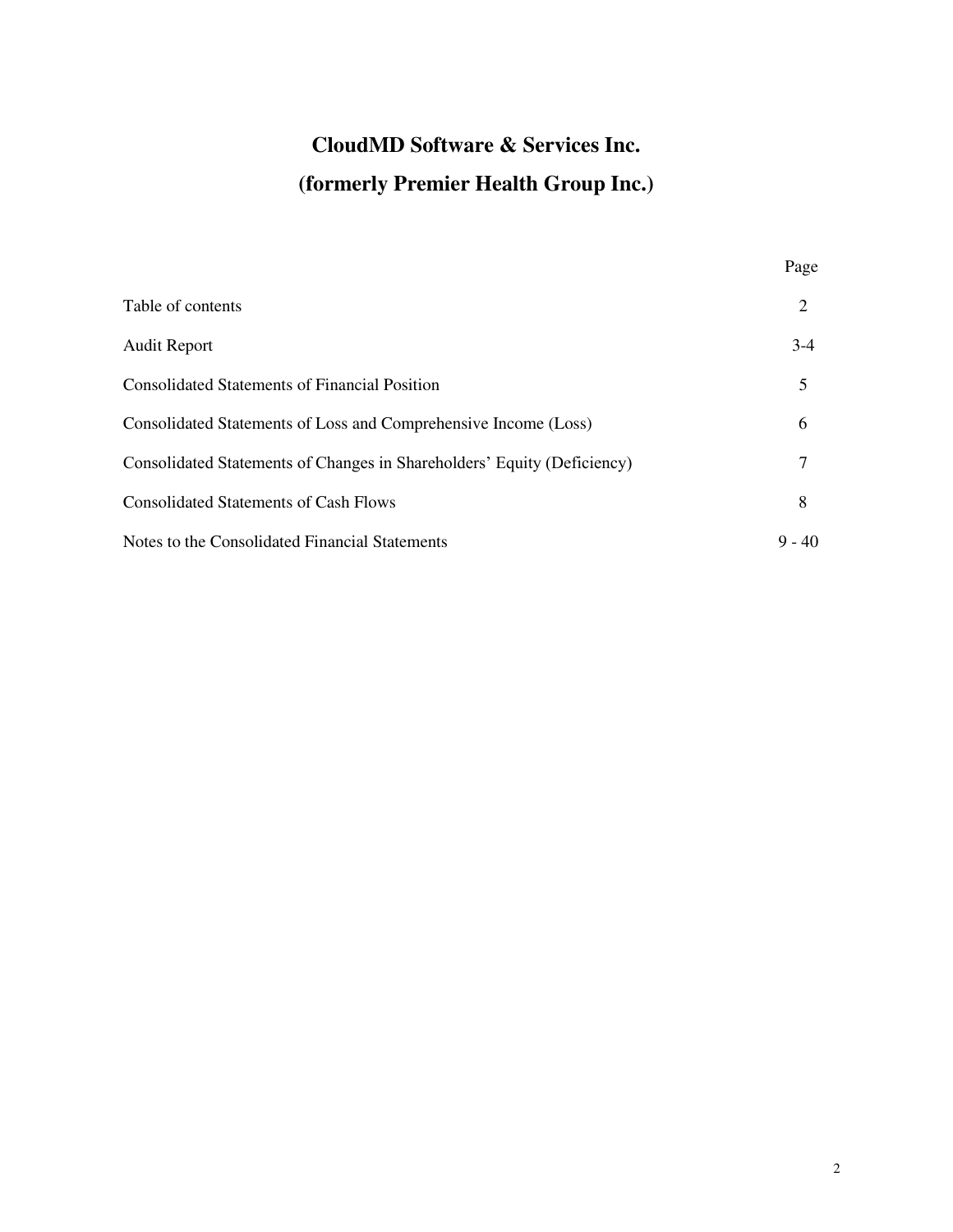# CloudMD Software & Services Inc.

# (formerly Premier Health Group Inc.)

| | Page |
|---|---|
| Table of contents | 2 |
| Audit Report | 3-4 |
| Consolidated Statements of Financial Position | 5 |
| Consolidated Statements of Loss and Comprehensive Income (Loss) | 6 |
| Consolidated Statements of Changes in Shareholders' Equity (Deficiency) | 7 |
| Consolidated Statements of Cash Flows | 8 |
| Notes to the Consolidated Financial Statements | 9 - 40 |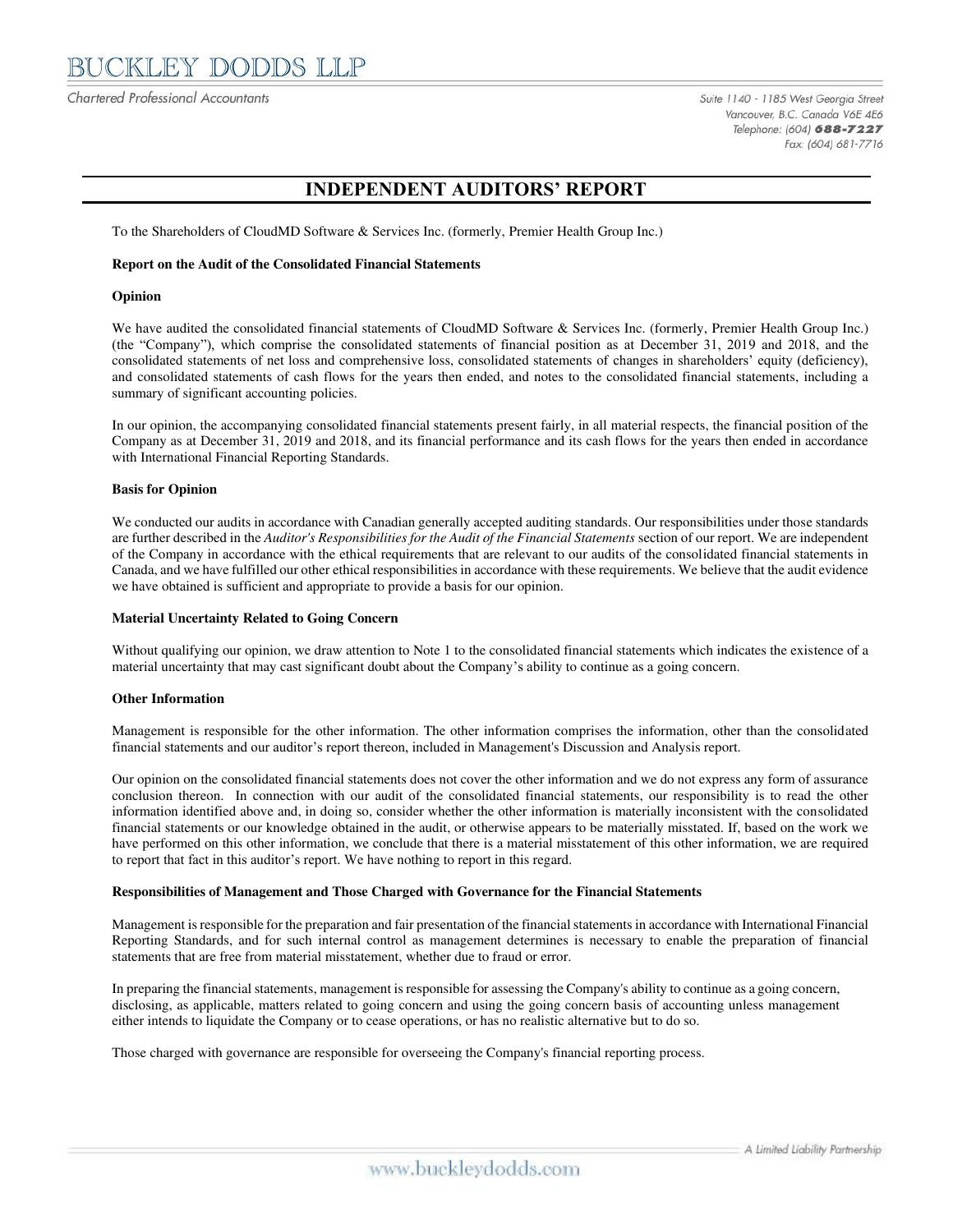# BUCKLEY DODDS LLP

Chartered Professional Accountants

Suite 1140 - 1185 West Georgia Street
Vancouver, B.C. Canada V6E 4E6
Telephone: (604) **688-7227**
Fax: (604) 681-7716

## INDEPENDENT AUDITORS' REPORT

To the Shareholders of CloudMD Software & Services Inc. (formerly, Premier Health Group Inc.)

**Report on the Audit of the Consolidated Financial Statements**

**Opinion**

We have audited the consolidated financial statements of CloudMD Software & Services Inc. (formerly, Premier Health Group Inc.) (the "Company"), which comprise the consolidated statements of financial position as at December 31, 2019 and 2018, and the consolidated statements of net loss and comprehensive loss, consolidated statements of changes in shareholders' equity (deficiency), and consolidated statements of cash flows for the years then ended, and notes to the consolidated financial statements, including a summary of significant accounting policies.

In our opinion, the accompanying consolidated financial statements present fairly, in all material respects, the financial position of the Company as at December 31, 2019 and 2018, and its financial performance and its cash flows for the years then ended in accordance with International Financial Reporting Standards.

**Basis for Opinion**

We conducted our audits in accordance with Canadian generally accepted auditing standards. Our responsibilities under those standards are further described in the *Auditor's Responsibilities for the Audit of the Financial Statements* section of our report. We are independent of the Company in accordance with the ethical requirements that are relevant to our audits of the consolidated financial statements in Canada, and we have fulfilled our other ethical responsibilities in accordance with these requirements. We believe that the audit evidence we have obtained is sufficient and appropriate to provide a basis for our opinion.

**Material Uncertainty Related to Going Concern**

Without qualifying our opinion, we draw attention to Note 1 to the consolidated financial statements which indicates the existence of a material uncertainty that may cast significant doubt about the Company's ability to continue as a going concern.

**Other Information**

Management is responsible for the other information. The other information comprises the information, other than the consolidated financial statements and our auditor's report thereon, included in Management's Discussion and Analysis report.

Our opinion on the consolidated financial statements does not cover the other information and we do not express any form of assurance conclusion thereon. In connection with our audit of the consolidated financial statements, our responsibility is to read the other information identified above and, in doing so, consider whether the other information is materially inconsistent with the consolidated financial statements or our knowledge obtained in the audit, or otherwise appears to be materially misstated. If, based on the work we have performed on this other information, we conclude that there is a material misstatement of this other information, we are required to report that fact in this auditor's report. We have nothing to report in this regard.

**Responsibilities of Management and Those Charged with Governance for the Financial Statements**

Management is responsible for the preparation and fair presentation of the financial statements in accordance with International Financial Reporting Standards, and for such internal control as management determines is necessary to enable the preparation of financial statements that are free from material misstatement, whether due to fraud or error.

In preparing the financial statements, management is responsible for assessing the Company's ability to continue as a going concern, disclosing, as applicable, matters related to going concern and using the going concern basis of accounting unless management either intends to liquidate the Company or to cease operations, or has no realistic alternative but to do so.

Those charged with governance are responsible for overseeing the Company's financial reporting process.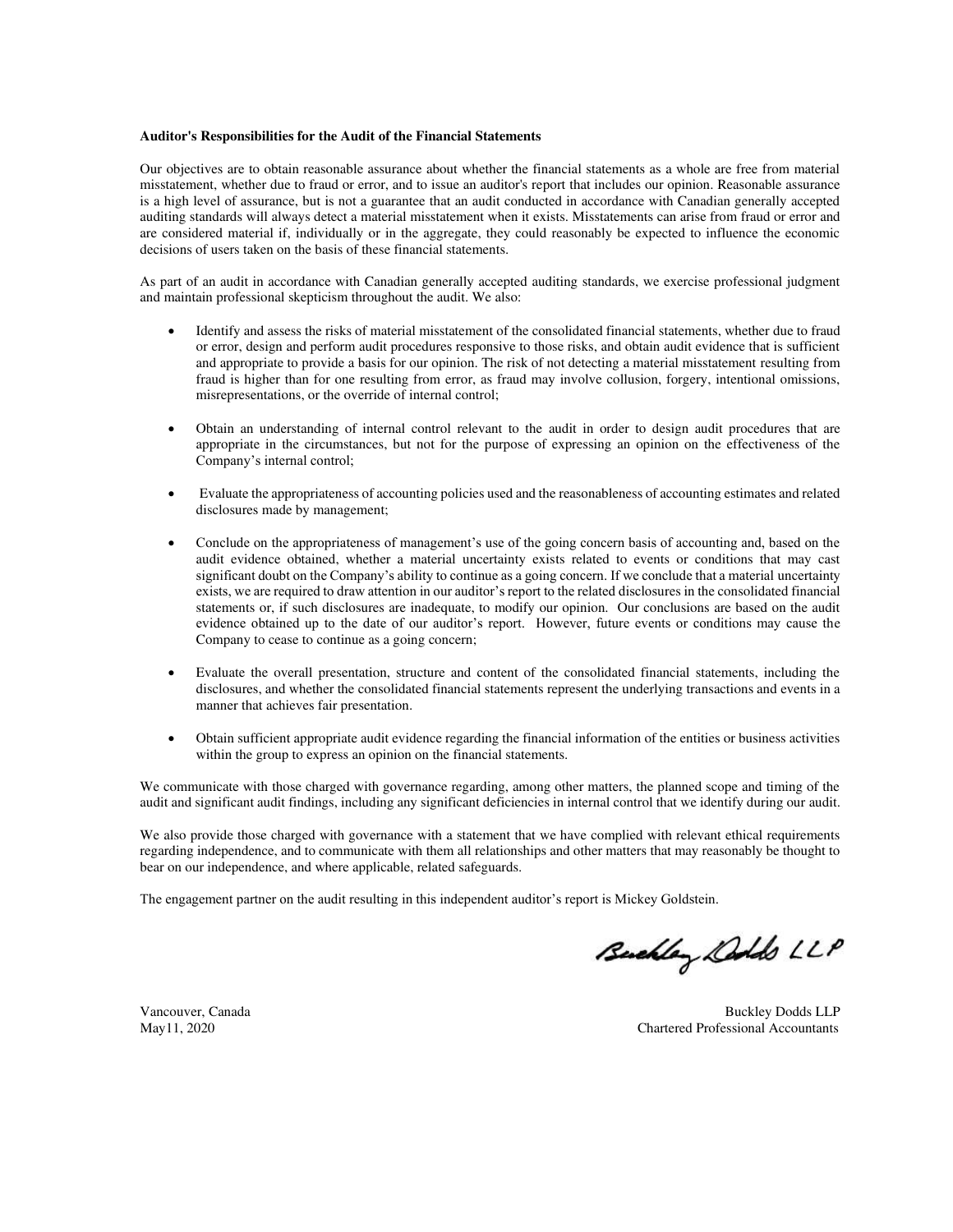**Auditor's Responsibilities for the Audit of the Financial Statements**

Our objectives are to obtain reasonable assurance about whether the financial statements as a whole are free from material misstatement, whether due to fraud or error, and to issue an auditor's report that includes our opinion. Reasonable assurance is a high level of assurance, but is not a guarantee that an audit conducted in accordance with Canadian generally accepted auditing standards will always detect a material misstatement when it exists. Misstatements can arise from fraud or error and are considered material if, individually or in the aggregate, they could reasonably be expected to influence the economic decisions of users taken on the basis of these financial statements.

As part of an audit in accordance with Canadian generally accepted auditing standards, we exercise professional judgment and maintain professional skepticism throughout the audit. We also:

- Identify and assess the risks of material misstatement of the consolidated financial statements, whether due to fraud or error, design and perform audit procedures responsive to those risks, and obtain audit evidence that is sufficient and appropriate to provide a basis for our opinion. The risk of not detecting a material misstatement resulting from fraud is higher than for one resulting from error, as fraud may involve collusion, forgery, intentional omissions, misrepresentations, or the override of internal control;

- Obtain an understanding of internal control relevant to the audit in order to design audit procedures that are appropriate in the circumstances, but not for the purpose of expressing an opinion on the effectiveness of the Company's internal control;

- Evaluate the appropriateness of accounting policies used and the reasonableness of accounting estimates and related disclosures made by management;

- Conclude on the appropriateness of management's use of the going concern basis of accounting and, based on the audit evidence obtained, whether a material uncertainty exists related to events or conditions that may cast significant doubt on the Company's ability to continue as a going concern. If we conclude that a material uncertainty exists, we are required to draw attention in our auditor's report to the related disclosures in the consolidated financial statements or, if such disclosures are inadequate, to modify our opinion. Our conclusions are based on the audit evidence obtained up to the date of our auditor's report. However, future events or conditions may cause the Company to cease to continue as a going concern;

- Evaluate the overall presentation, structure and content of the consolidated financial statements, including the disclosures, and whether the consolidated financial statements represent the underlying transactions and events in a manner that achieves fair presentation.

- Obtain sufficient appropriate audit evidence regarding the financial information of the entities or business activities within the group to express an opinion on the financial statements.

We communicate with those charged with governance regarding, among other matters, the planned scope and timing of the audit and significant audit findings, including any significant deficiencies in internal control that we identify during our audit.

We also provide those charged with governance with a statement that we have complied with relevant ethical requirements regarding independence, and to communicate with them all relationships and other matters that may reasonably be thought to bear on our independence, and where applicable, related safeguards.

The engagement partner on the audit resulting in this independent auditor's report is Mickey Goldstein.

Buckley Dodds LLP

Vancouver, Canada
May11, 2020

Buckley Dodds LLP
Chartered Professional Accountants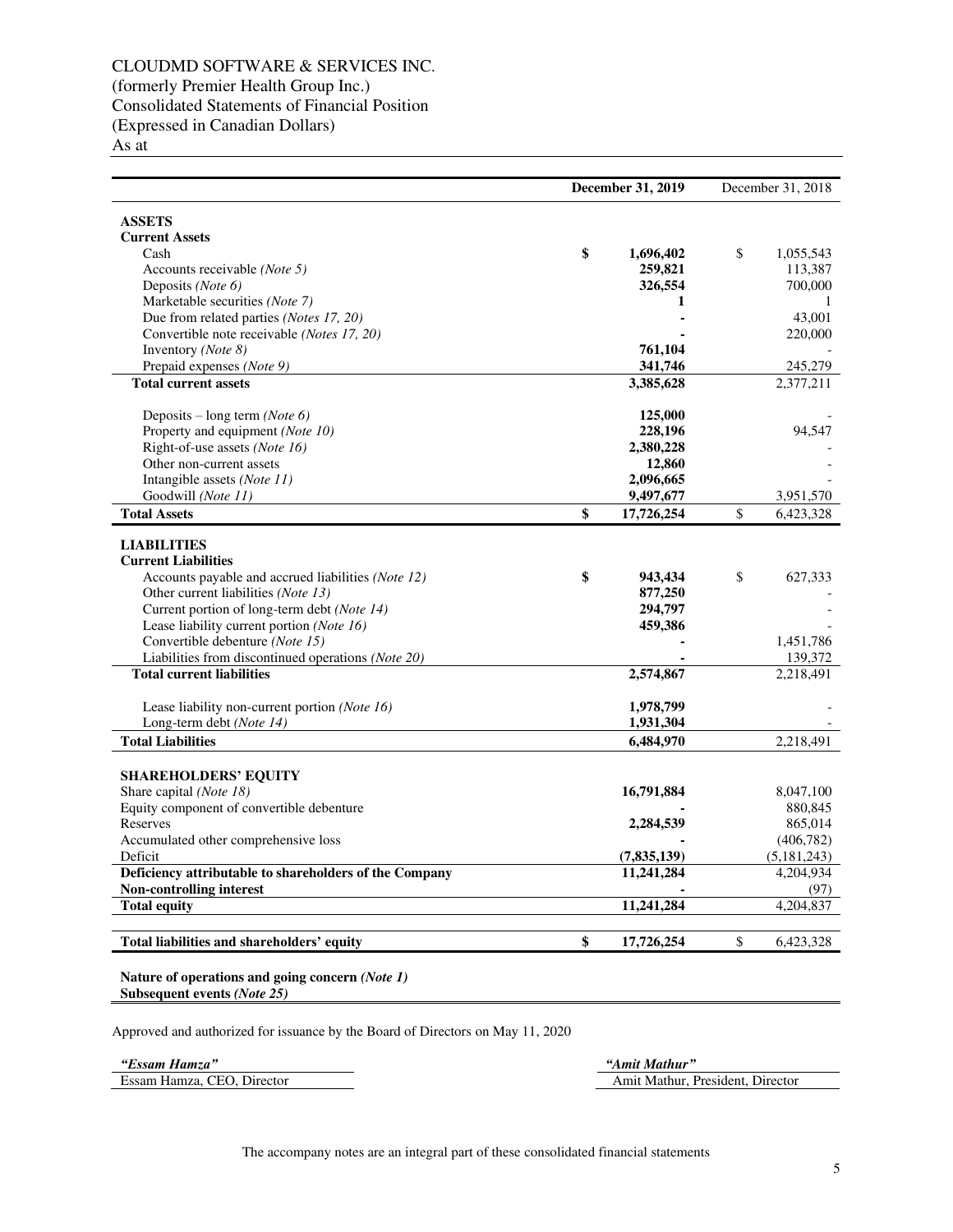CLOUDMD SOFTWARE & SERVICES INC.
(formerly Premier Health Group Inc.)
Consolidated Statements of Financial Position
(Expressed in Canadian Dollars)
As at

| | **December 31, 2019** | December 31, 2018 |
|---|---|---|
| **ASSETS** | | |
| **Current Assets** | | |
| Cash | **$ 1,696,402** | $ 1,055,543 |
| Accounts receivable *(Note 5)* | **259,821** | 113,387 |
| Deposits *(Note 6)* | **326,554** | 700,000 |
| Marketable securities *(Note 7)* | **1** | 1 |
| Due from related parties *(Notes 17, 20)* | **-** | 43,001 |
| Convertible note receivable *(Notes 17, 20)* | **-** | 220,000 |
| Inventory *(Note 8)* | **761,104** | - |
| Prepaid expenses *(Note 9)* | **341,746** | 245,279 |
| **Total current assets** | **3,385,628** | 2,377,211 |
| Deposits – long term *(Note 6)* | **125,000** | - |
| Property and equipment *(Note 10)* | **228,196** | 94,547 |
| Right-of-use assets *(Note 16)* | **2,380,228** | - |
| Other non-current assets | **12,860** | - |
| Intangible assets *(Note 11)* | **2,096,665** | - |
| Goodwill *(Note 11)* | **9,497,677** | 3,951,570 |
| **Total Assets** | **$ 17,726,254** | $ 6,423,328 |
| **LIABILITIES** | | |
| **Current Liabilities** | | |
| Accounts payable and accrued liabilities *(Note 12)* | **$ 943,434** | $ 627,333 |
| Other current liabilities *(Note 13)* | **877,250** | - |
| Current portion of long-term debt *(Note 14)* | **294,797** | - |
| Lease liability current portion *(Note 16)* | **459,386** | - |
| Convertible debenture *(Note 15)* | **-** | 1,451,786 |
| Liabilities from discontinued operations *(Note 20)* | **-** | 139,372 |
| **Total current liabilities** | **2,574,867** | 2,218,491 |
| Lease liability non-current portion *(Note 16)* | **1,978,799** | - |
| Long-term debt *(Note 14)* | **1,931,304** | - |
| **Total Liabilities** | **6,484,970** | 2,218,491 |
| **SHAREHOLDERS' EQUITY** | | |
| Share capital *(Note 18)* | **16,791,884** | 8,047,100 |
| Equity component of convertible debenture | **-** | 880,845 |
| Reserves | **2,284,539** | 865,014 |
| Accumulated other comprehensive loss | **-** | (406,782) |
| Deficit | **(7,835,139)** | (5,181,243) |
| **Deficiency attributable to shareholders of the Company** | **11,241,284** | 4,204,934 |
| **Non-controlling interest** | **-** | (97) |
| **Total equity** | **11,241,284** | 4,204,837 |
| **Total liabilities and shareholders' equity** | **$ 17,726,254** | $ 6,423,328 |

**Nature of operations and going concern *(Note 1)***
**Subsequent events *(Note 25)***

Approved and authorized for issuance by the Board of Directors on May 11, 2020

***"Essam Hamza"***
Essam Hamza, CEO, Director

***"Amit Mathur"***
Amit Mathur, President, Director

The accompany notes are an integral part of these consolidated financial statements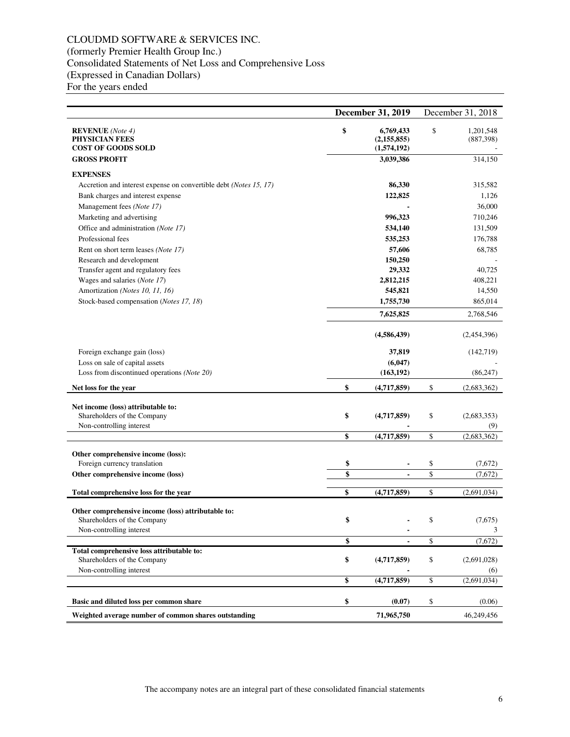# CLOUDMD SOFTWARE & SERVICES INC.

(formerly Premier Health Group Inc.)
Consolidated Statements of Net Loss and Comprehensive Loss
(Expressed in Canadian Dollars)
For the years ended

| | December 31, 2019 | December 31, 2018 |
|---|---|---|
| **REVENUE** *(Note 4)* | $ **6,769,433** | $ 1,201,548 |
| **PHYSICIAN FEES** | **(2,155,855)** | (887,398) |
| **COST OF GOODS SOLD** | **(1,574,192)** | - |
| **GROSS PROFIT** | **3,039,386** | 314,150 |
| **EXPENSES** | | |
| Accretion and interest expense on convertible debt *(Notes 15, 17)* | **86,330** | 315,582 |
| Bank charges and interest expense | **122,825** | 1,126 |
| Management fees *(Note 17)* | **-** | 36,000 |
| Marketing and advertising | **996,323** | 710,246 |
| Office and administration *(Note 17)* | **534,140** | 131,509 |
| Professional fees | **535,253** | 176,788 |
| Rent on short term leases *(Note 17)* | **57,606** | 68,785 |
| Research and development | **150,250** | - |
| Transfer agent and regulatory fees | **29,332** | 40,725 |
| Wages and salaries (*Note 17*) | **2,812,215** | 408,221 |
| Amortization *(Notes 10, 11, 16)* | **545,821** | 14,550 |
| Stock-based compensation (*Notes 17, 18*) | **1,755,730** | 865,014 |
| | **7,625,825** | 2,768,546 |
| | **(4,586,439)** | (2,454,396) |
| Foreign exchange gain (loss) | **37,819** | (142,719) |
| Loss on sale of capital assets | **(6,047)** | - |
| Loss from discontinued operations *(Note 20)* | **(163,192)** | (86,247) |
| **Net loss for the year** | $ **(4,717,859)** | $ (2,683,362) |
| **Net income (loss) attributable to:** | | |
| Shareholders of the Company | $ **(4,717,859)** | $ (2,683,353) |
| Non-controlling interest | **-** | (9) |
| | $ **(4,717,859)** | $ (2,683,362) |
| **Other comprehensive income (loss):** | | |
| Foreign currency translation | $ **-** | $ (7,672) |
| **Other comprehensive income (loss)** | $ **-** | $ (7,672) |
| **Total comprehensive loss for the year** | $ **(4,717,859)** | $ (2,691,034) |
| **Other comprehensive income (loss) attributable to:** | | |
| Shareholders of the Company | $ **-** | $ (7,675) |
| Non-controlling interest | **-** | 3 |
| | $ **-** | $ (7,672) |
| **Total comprehensive loss attributable to:** | | |
| Shareholders of the Company | $ **(4,717,859)** | $ (2,691,028) |
| Non-controlling interest | **-** | (6) |
| | $ **(4,717,859)** | $ (2,691,034) |
| **Basic and diluted loss per common share** | $ **(0.07)** | $ (0.06) |
| **Weighted average number of common shares outstanding** | **71,965,750** | 46,249,456 |

The accompany notes are an integral part of these consolidated financial statements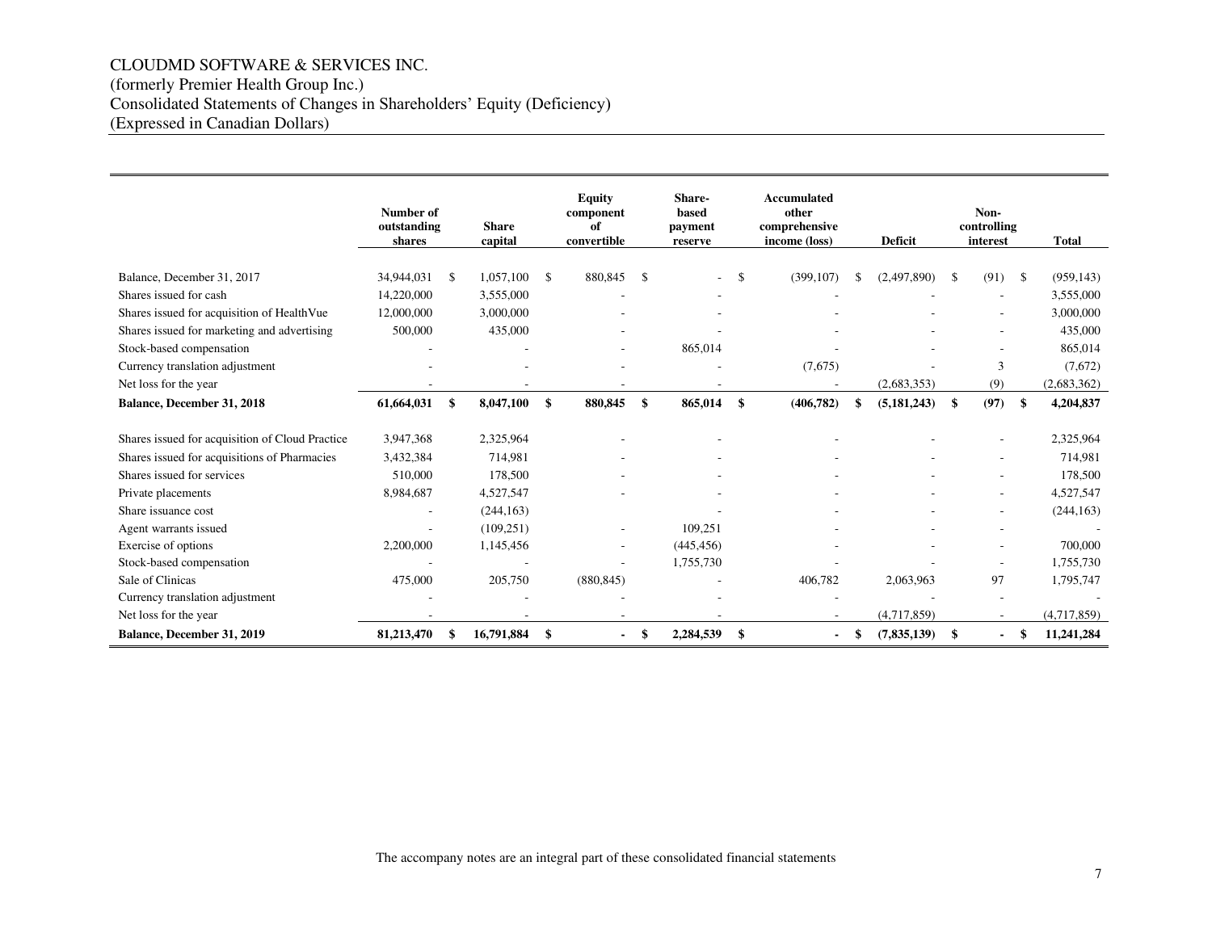# CLOUDMD SOFTWARE & SERVICES INC.

(formerly Premier Health Group Inc.)

Consolidated Statements of Changes in Shareholders' Equity (Deficiency)

(Expressed in Canadian Dollars)

| | Number of outstanding shares | Share capital | Equity component of convertible | Share-based payment reserve | Accumulated other comprehensive income (loss) | Deficit | Non-controlling interest | Total |
|---|---|---|---|---|---|---|---|---|
| Balance, December 31, 2017 | 34,944,031 | $ 1,057,100 | $ 880,845 | $ - | $ (399,107) | $ (2,497,890) | $ (91) | $ (959,143) |
| Shares issued for cash | 14,220,000 | 3,555,000 | - | - | - | - | - | 3,555,000 |
| Shares issued for acquisition of HealthVue | 12,000,000 | 3,000,000 | - | - | - | - | - | 3,000,000 |
| Shares issued for marketing and advertising | 500,000 | 435,000 | - | - | - | - | - | 435,000 |
| Stock-based compensation | - | - | - | 865,014 | - | - | - | 865,014 |
| Currency translation adjustment | - | - | - | - | (7,675) | - | 3 | (7,672) |
| Net loss for the year | - | - | - | - | - | (2,683,353) | (9) | (2,683,362) |
| **Balance, December 31, 2018** | **61,664,031** | **$ 8,047,100** | **$ 880,845** | **$ 865,014** | **$ (406,782)** | **$ (5,181,243)** | **$ (97)** | **$ 4,204,837** |
| Shares issued for acquisition of Cloud Practice | 3,947,368 | 2,325,964 | - | - | - | - | - | 2,325,964 |
| Shares issued for acquisitions of Pharmacies | 3,432,384 | 714,981 | - | - | - | - | - | 714,981 |
| Shares issued for services | 510,000 | 178,500 | - | - | - | - | - | 178,500 |
| Private placements | 8,984,687 | 4,527,547 | - | - | - | - | - | 4,527,547 |
| Share issuance cost | - | (244,163) | | - | - | - | - | (244,163) |
| Agent warrants issued | - | (109,251) | - | 109,251 | - | - | - | - |
| Exercise of options | 2,200,000 | 1,145,456 | - | (445,456) | - | - | - | 700,000 |
| Stock-based compensation | - | - | - | 1,755,730 | - | - | - | 1,755,730 |
| Sale of Clinicas | 475,000 | 205,750 | (880,845) | - | 406,782 | 2,063,963 | 97 | 1,795,747 |
| Currency translation adjustment | - | - | - | - | - | - | - | - |
| Net loss for the year | - | - | - | - | - | (4,717,859) | - | (4,717,859) |
| **Balance, December 31, 2019** | **81,213,470** | **$ 16,791,884** | **$ -** | **$ 2,284,539** | **$ -** | **$ (7,835,139)** | **$ -** | **$ 11,241,284** |

The accompany notes are an integral part of these consolidated financial statements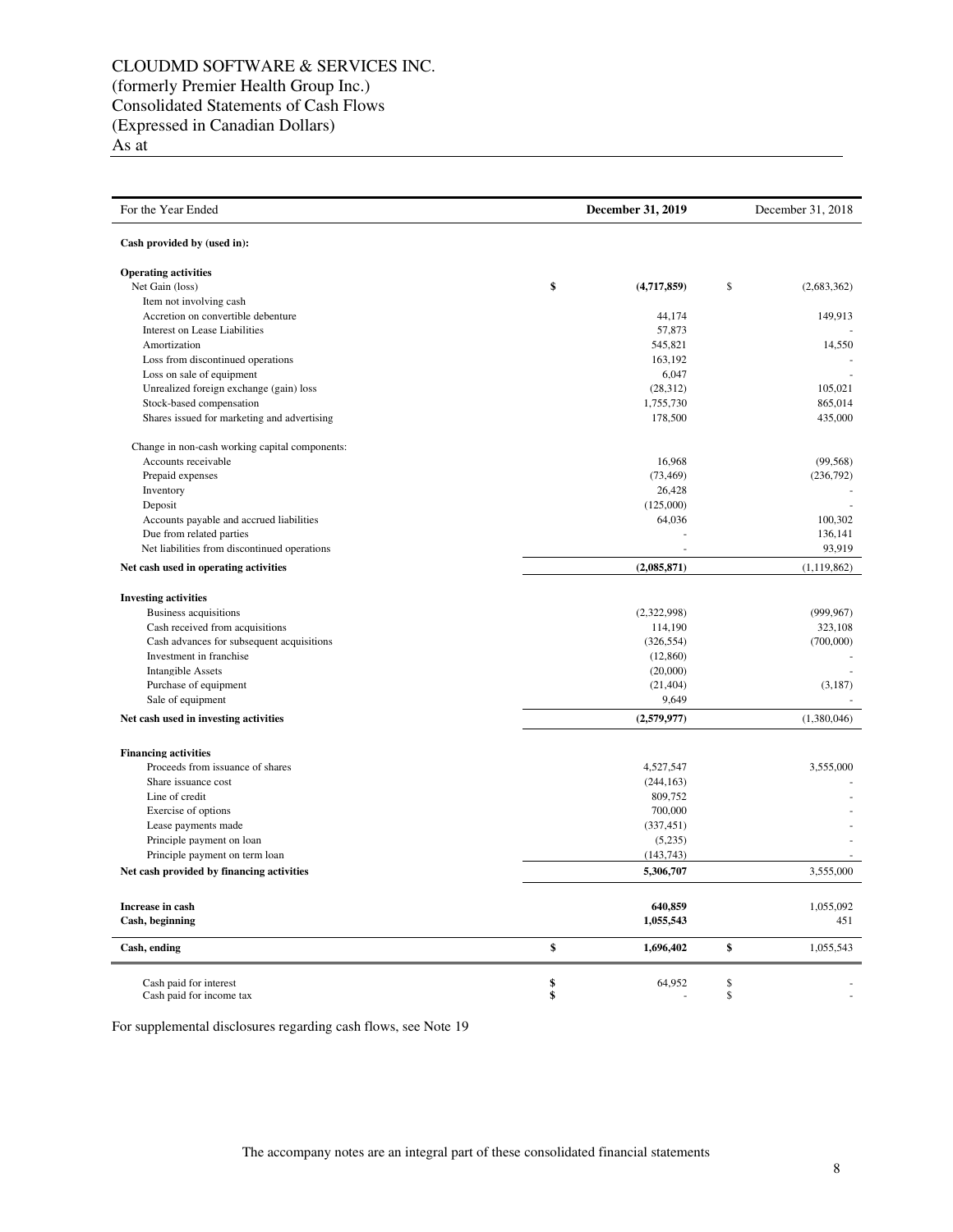CLOUDMD SOFTWARE & SERVICES INC.
(formerly Premier Health Group Inc.)
Consolidated Statements of Cash Flows
(Expressed in Canadian Dollars)
As at

| For the Year Ended | **December 31, 2019** | December 31, 2018 |
|---|---|---|
| **Cash provided by (used in):** | | |
| **Operating activities** | | |
| Net Gain (loss) | **$ (4,717,859)** | $ (2,683,362) |
| Item not involving cash | | |
| Accretion on convertible debenture | 44,174 | 149,913 |
| Interest on Lease Liabilities | 57,873 | - |
| Amortization | 545,821 | 14,550 |
| Loss from discontinued operations | 163,192 | - |
| Loss on sale of equipment | 6,047 | - |
| Unrealized foreign exchange (gain) loss | (28,312) | 105,021 |
| Stock-based compensation | 1,755,730 | 865,014 |
| Shares issued for marketing and advertising | 178,500 | 435,000 |
| Change in non-cash working capital components: | | |
| Accounts receivable | 16,968 | (99,568) |
| Prepaid expenses | (73,469) | (236,792) |
| Inventory | 26,428 | - |
| Deposit | (125,000) | - |
| Accounts payable and accrued liabilities | 64,036 | 100,302 |
| Due from related parties | - | 136,141 |
| Net liabilities from discontinued operations | - | 93,919 |
| **Net cash used in operating activities** | **(2,085,871)** | (1,119,862) |
| **Investing activities** | | |
| Business acquisitions | (2,322,998) | (999,967) |
| Cash received from acquisitions | 114,190 | 323,108 |
| Cash advances for subsequent acquisitions | (326,554) | (700,000) |
| Investment in franchise | (12,860) | - |
| Intangible Assets | (20,000) | - |
| Purchase of equipment | (21,404) | (3,187) |
| Sale of equipment | 9,649 | - |
| **Net cash used in investing activities** | **(2,579,977)** | (1,380,046) |
| **Financing activities** | | |
| Proceeds from issuance of shares | 4,527,547 | 3,555,000 |
| Share issuance cost | (244,163) | - |
| Line of credit | 809,752 | - |
| Exercise of options | 700,000 | - |
| Lease payments made | (337,451) | - |
| Principle payment on loan | (5,235) | - |
| Principle payment on term loan | (143,743) | - |
| **Net cash provided by financing activities** | **5,306,707** | 3,555,000 |
| **Increase in cash** | **640,859** | 1,055,092 |
| **Cash, beginning** | **1,055,543** | 451 |
| **Cash, ending** | **$ 1,696,402** | **$** 1,055,543 |
| Cash paid for interest | **$** 64,952 | $ - |
| Cash paid for income tax | **$** - | $ - |

For supplemental disclosures regarding cash flows, see Note 19

The accompany notes are an integral part of these consolidated financial statements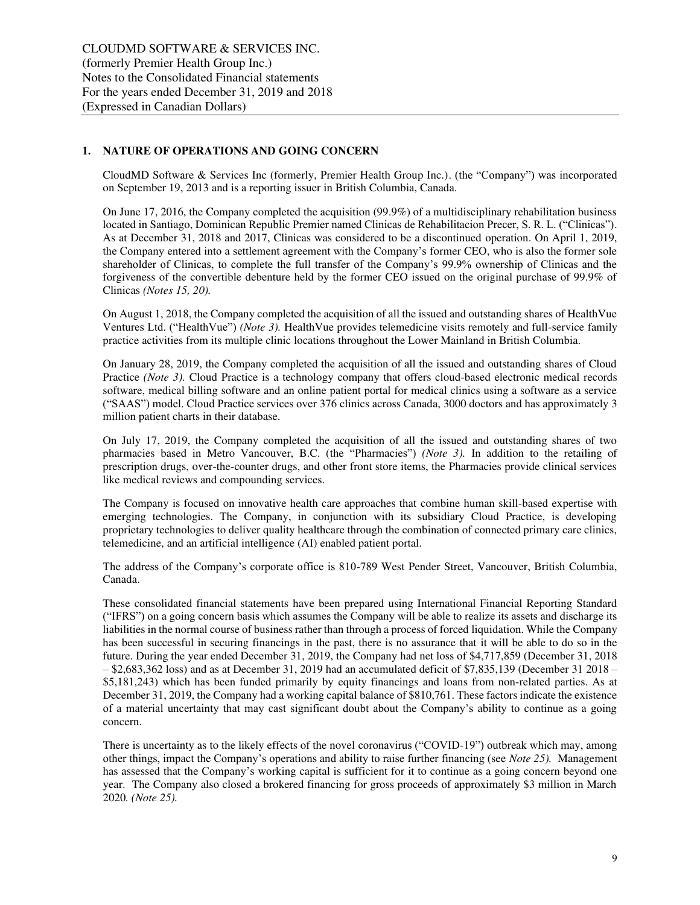## 1. NATURE OF OPERATIONS AND GOING CONCERN

CloudMD Software & Services Inc (formerly, Premier Health Group Inc.). (the "Company") was incorporated on September 19, 2013 and is a reporting issuer in British Columbia, Canada.

On June 17, 2016, the Company completed the acquisition (99.9%) of a multidisciplinary rehabilitation business located in Santiago, Dominican Republic Premier named Clinicas de Rehabilitacion Precer, S. R. L. ("Clinicas"). As at December 31, 2018 and 2017, Clinicas was considered to be a discontinued operation. On April 1, 2019, the Company entered into a settlement agreement with the Company's former CEO, who is also the former sole shareholder of Clinicas, to complete the full transfer of the Company's 99.9% ownership of Clinicas and the forgiveness of the convertible debenture held by the former CEO issued on the original purchase of 99.9% of Clinicas *(Notes 15, 20).*

On August 1, 2018, the Company completed the acquisition of all the issued and outstanding shares of HealthVue Ventures Ltd. ("HealthVue") *(Note 3).* HealthVue provides telemedicine visits remotely and full-service family practice activities from its multiple clinic locations throughout the Lower Mainland in British Columbia.

On January 28, 2019, the Company completed the acquisition of all the issued and outstanding shares of Cloud Practice *(Note 3).* Cloud Practice is a technology company that offers cloud-based electronic medical records software, medical billing software and an online patient portal for medical clinics using a software as a service ("SAAS") model. Cloud Practice services over 376 clinics across Canada, 3000 doctors and has approximately 3 million patient charts in their database.

On July 17, 2019, the Company completed the acquisition of all the issued and outstanding shares of two pharmacies based in Metro Vancouver, B.C. (the "Pharmacies") *(Note 3).* In addition to the retailing of prescription drugs, over-the-counter drugs, and other front store items, the Pharmacies provide clinical services like medical reviews and compounding services.

The Company is focused on innovative health care approaches that combine human skill-based expertise with emerging technologies. The Company, in conjunction with its subsidiary Cloud Practice, is developing proprietary technologies to deliver quality healthcare through the combination of connected primary care clinics, telemedicine, and an artificial intelligence (AI) enabled patient portal.

The address of the Company's corporate office is 810-789 West Pender Street, Vancouver, British Columbia, Canada.

These consolidated financial statements have been prepared using International Financial Reporting Standard ("IFRS") on a going concern basis which assumes the Company will be able to realize its assets and discharge its liabilities in the normal course of business rather than through a process of forced liquidation. While the Company has been successful in securing financings in the past, there is no assurance that it will be able to do so in the future. During the year ended December 31, 2019, the Company had net loss of $4,717,859 (December 31, 2018 – $2,683,362 loss) and as at December 31, 2019 had an accumulated deficit of $7,835,139 (December 31 2018 – $5,181,243) which has been funded primarily by equity financings and loans from non-related parties. As at December 31, 2019, the Company had a working capital balance of $810,761. These factors indicate the existence of a material uncertainty that may cast significant doubt about the Company's ability to continue as a going concern.

There is uncertainty as to the likely effects of the novel coronavirus ("COVID-19") outbreak which may, among other things, impact the Company's operations and ability to raise further financing (see *Note 25).* Management has assessed that the Company's working capital is sufficient for it to continue as a going concern beyond one year. The Company also closed a brokered financing for gross proceeds of approximately $3 million in March 2020. *(Note 25).*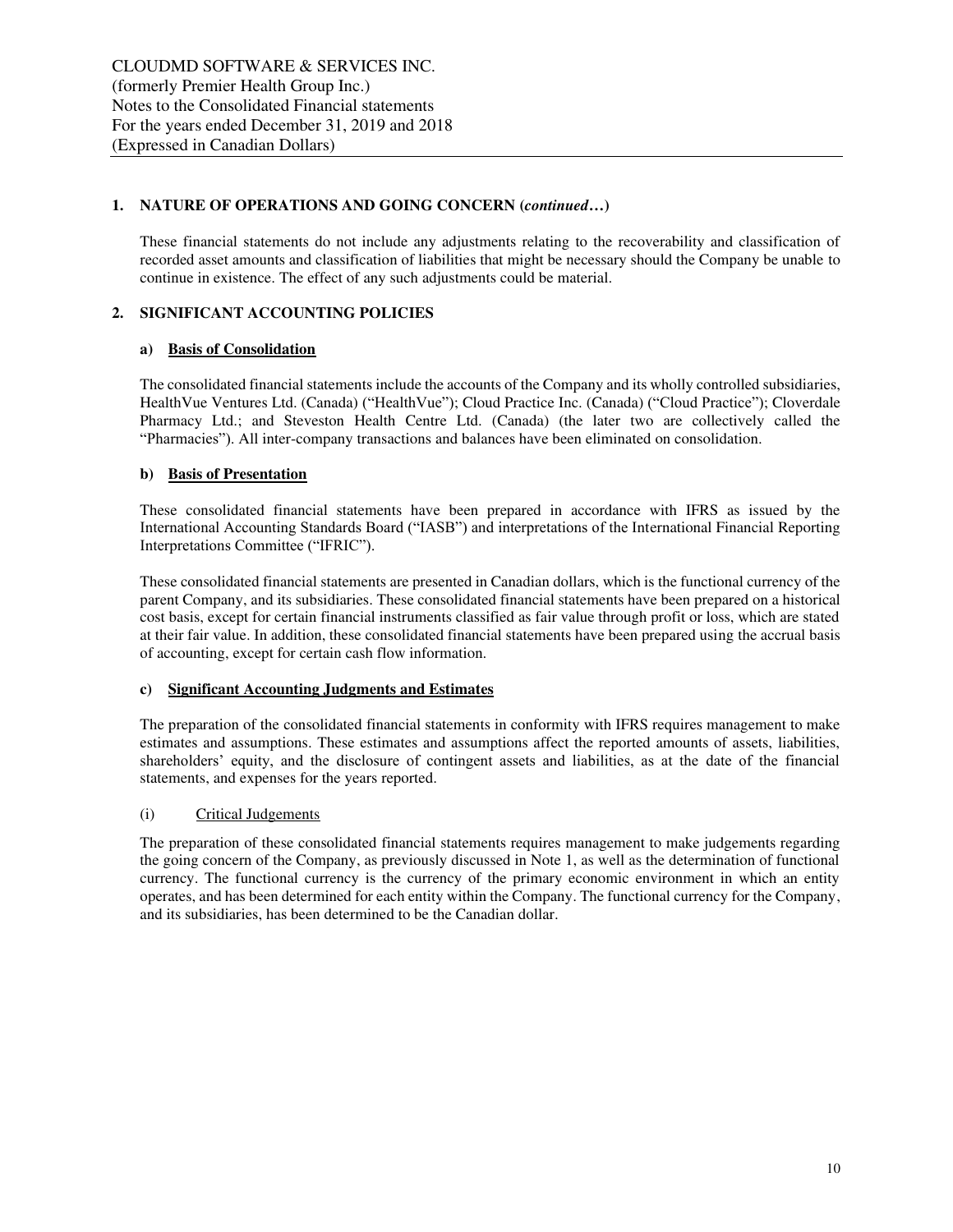## 1. NATURE OF OPERATIONS AND GOING CONCERN (*continued…*)

These financial statements do not include any adjustments relating to the recoverability and classification of recorded asset amounts and classification of liabilities that might be necessary should the Company be unable to continue in existence. The effect of any such adjustments could be material.

## 2. SIGNIFICANT ACCOUNTING POLICIES

### a) Basis of Consolidation

The consolidated financial statements include the accounts of the Company and its wholly controlled subsidiaries, HealthVue Ventures Ltd. (Canada) ("HealthVue"); Cloud Practice Inc. (Canada) ("Cloud Practice"); Cloverdale Pharmacy Ltd.; and Steveston Health Centre Ltd. (Canada) (the later two are collectively called the "Pharmacies"). All inter-company transactions and balances have been eliminated on consolidation.

### b) Basis of Presentation

These consolidated financial statements have been prepared in accordance with IFRS as issued by the International Accounting Standards Board ("IASB") and interpretations of the International Financial Reporting Interpretations Committee ("IFRIC").

These consolidated financial statements are presented in Canadian dollars, which is the functional currency of the parent Company, and its subsidiaries. These consolidated financial statements have been prepared on a historical cost basis, except for certain financial instruments classified as fair value through profit or loss, which are stated at their fair value. In addition, these consolidated financial statements have been prepared using the accrual basis of accounting, except for certain cash flow information.

### c) Significant Accounting Judgments and Estimates

The preparation of the consolidated financial statements in conformity with IFRS requires management to make estimates and assumptions. These estimates and assumptions affect the reported amounts of assets, liabilities, shareholders' equity, and the disclosure of contingent assets and liabilities, as at the date of the financial statements, and expenses for the years reported.

(i) Critical Judgements

The preparation of these consolidated financial statements requires management to make judgements regarding the going concern of the Company, as previously discussed in Note 1, as well as the determination of functional currency. The functional currency is the currency of the primary economic environment in which an entity operates, and has been determined for each entity within the Company. The functional currency for the Company, and its subsidiaries, has been determined to be the Canadian dollar.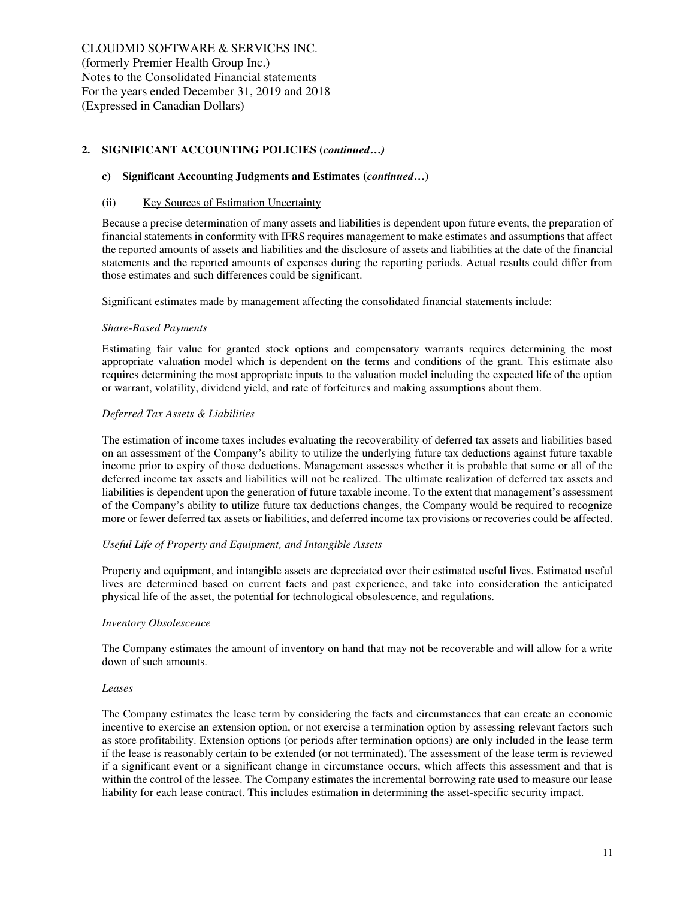## 2. SIGNIFICANT ACCOUNTING POLICIES (*continued…)*

### c) Significant Accounting Judgments and Estimates (*continued…*)

#### (ii) Key Sources of Estimation Uncertainty

Because a precise determination of many assets and liabilities is dependent upon future events, the preparation of financial statements in conformity with IFRS requires management to make estimates and assumptions that affect the reported amounts of assets and liabilities and the disclosure of assets and liabilities at the date of the financial statements and the reported amounts of expenses during the reporting periods. Actual results could differ from those estimates and such differences could be significant.

Significant estimates made by management affecting the consolidated financial statements include:

*Share-Based Payments*

Estimating fair value for granted stock options and compensatory warrants requires determining the most appropriate valuation model which is dependent on the terms and conditions of the grant. This estimate also requires determining the most appropriate inputs to the valuation model including the expected life of the option or warrant, volatility, dividend yield, and rate of forfeitures and making assumptions about them.

*Deferred Tax Assets & Liabilities*

The estimation of income taxes includes evaluating the recoverability of deferred tax assets and liabilities based on an assessment of the Company's ability to utilize the underlying future tax deductions against future taxable income prior to expiry of those deductions. Management assesses whether it is probable that some or all of the deferred income tax assets and liabilities will not be realized. The ultimate realization of deferred tax assets and liabilities is dependent upon the generation of future taxable income. To the extent that management's assessment of the Company's ability to utilize future tax deductions changes, the Company would be required to recognize more or fewer deferred tax assets or liabilities, and deferred income tax provisions or recoveries could be affected.

*Useful Life of Property and Equipment, and Intangible Assets*

Property and equipment, and intangible assets are depreciated over their estimated useful lives. Estimated useful lives are determined based on current facts and past experience, and take into consideration the anticipated physical life of the asset, the potential for technological obsolescence, and regulations.

*Inventory Obsolescence*

The Company estimates the amount of inventory on hand that may not be recoverable and will allow for a write down of such amounts.

*Leases*

The Company estimates the lease term by considering the facts and circumstances that can create an economic incentive to exercise an extension option, or not exercise a termination option by assessing relevant factors such as store profitability. Extension options (or periods after termination options) are only included in the lease term if the lease is reasonably certain to be extended (or not terminated). The assessment of the lease term is reviewed if a significant event or a significant change in circumstance occurs, which affects this assessment and that is within the control of the lessee. The Company estimates the incremental borrowing rate used to measure our lease liability for each lease contract. This includes estimation in determining the asset-specific security impact.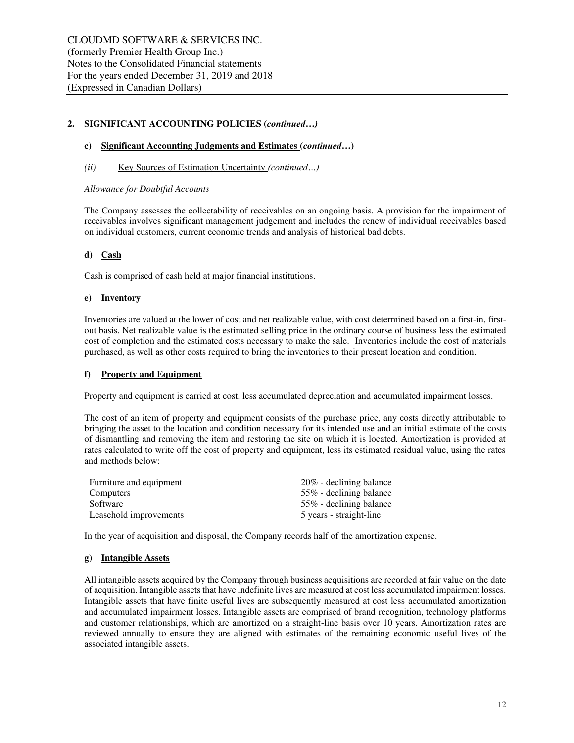## 2. SIGNIFICANT ACCOUNTING POLICIES (*continued…)*

### c) Significant Accounting Judgments and Estimates (*continued…*)

*(ii)* Key Sources of Estimation Uncertainty *(continued…)*

*Allowance for Doubtful Accounts*

The Company assesses the collectability of receivables on an ongoing basis. A provision for the impairment of receivables involves significant management judgement and includes the renew of individual receivables based on individual customers, current economic trends and analysis of historical bad debts.

### d) Cash

Cash is comprised of cash held at major financial institutions.

### e) Inventory

Inventories are valued at the lower of cost and net realizable value, with cost determined based on a first-in, first-out basis. Net realizable value is the estimated selling price in the ordinary course of business less the estimated cost of completion and the estimated costs necessary to make the sale. Inventories include the cost of materials purchased, as well as other costs required to bring the inventories to their present location and condition.

### f) Property and Equipment

Property and equipment is carried at cost, less accumulated depreciation and accumulated impairment losses.

The cost of an item of property and equipment consists of the purchase price, any costs directly attributable to bringing the asset to the location and condition necessary for its intended use and an initial estimate of the costs of dismantling and removing the item and restoring the site on which it is located. Amortization is provided at rates calculated to write off the cost of property and equipment, less its estimated residual value, using the rates and methods below:

| | |
|---|---|
| Furniture and equipment | 20% - declining balance |
| Computers | 55% - declining balance |
| Software | 55% - declining balance |
| Leasehold improvements | 5 years - straight-line |

In the year of acquisition and disposal, the Company records half of the amortization expense.

### g) Intangible Assets

All intangible assets acquired by the Company through business acquisitions are recorded at fair value on the date of acquisition. Intangible assets that have indefinite lives are measured at cost less accumulated impairment losses. Intangible assets that have finite useful lives are subsequently measured at cost less accumulated amortization and accumulated impairment losses. Intangible assets are comprised of brand recognition, technology platforms and customer relationships, which are amortized on a straight-line basis over 10 years. Amortization rates are reviewed annually to ensure they are aligned with estimates of the remaining economic useful lives of the associated intangible assets.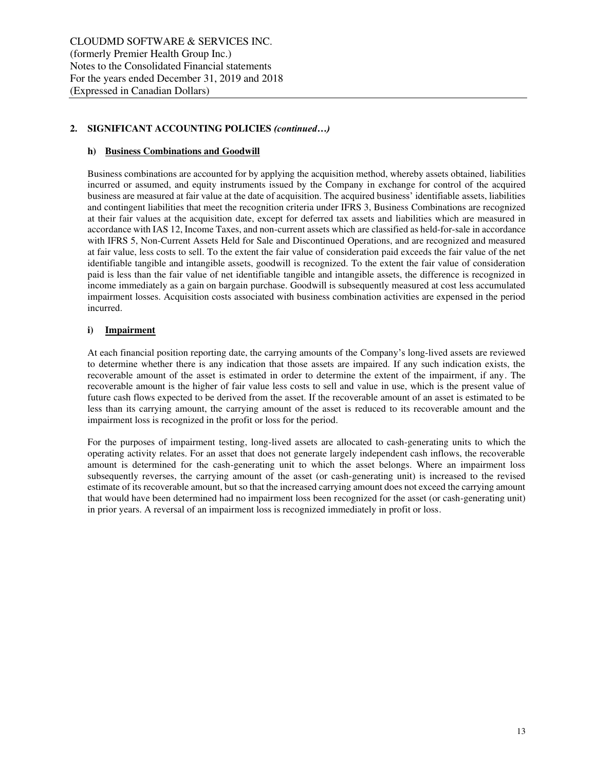## 2. SIGNIFICANT ACCOUNTING POLICIES *(continued…)*

### h) Business Combinations and Goodwill

Business combinations are accounted for by applying the acquisition method, whereby assets obtained, liabilities incurred or assumed, and equity instruments issued by the Company in exchange for control of the acquired business are measured at fair value at the date of acquisition. The acquired business' identifiable assets, liabilities and contingent liabilities that meet the recognition criteria under IFRS 3, Business Combinations are recognized at their fair values at the acquisition date, except for deferred tax assets and liabilities which are measured in accordance with IAS 12, Income Taxes, and non-current assets which are classified as held-for-sale in accordance with IFRS 5, Non-Current Assets Held for Sale and Discontinued Operations, and are recognized and measured at fair value, less costs to sell. To the extent the fair value of consideration paid exceeds the fair value of the net identifiable tangible and intangible assets, goodwill is recognized. To the extent the fair value of consideration paid is less than the fair value of net identifiable tangible and intangible assets, the difference is recognized in income immediately as a gain on bargain purchase. Goodwill is subsequently measured at cost less accumulated impairment losses. Acquisition costs associated with business combination activities are expensed in the period incurred.

### i) Impairment

At each financial position reporting date, the carrying amounts of the Company's long-lived assets are reviewed to determine whether there is any indication that those assets are impaired. If any such indication exists, the recoverable amount of the asset is estimated in order to determine the extent of the impairment, if any. The recoverable amount is the higher of fair value less costs to sell and value in use, which is the present value of future cash flows expected to be derived from the asset. If the recoverable amount of an asset is estimated to be less than its carrying amount, the carrying amount of the asset is reduced to its recoverable amount and the impairment loss is recognized in the profit or loss for the period.

For the purposes of impairment testing, long-lived assets are allocated to cash-generating units to which the operating activity relates. For an asset that does not generate largely independent cash inflows, the recoverable amount is determined for the cash-generating unit to which the asset belongs. Where an impairment loss subsequently reverses, the carrying amount of the asset (or cash-generating unit) is increased to the revised estimate of its recoverable amount, but so that the increased carrying amount does not exceed the carrying amount that would have been determined had no impairment loss been recognized for the asset (or cash-generating unit) in prior years. A reversal of an impairment loss is recognized immediately in profit or loss.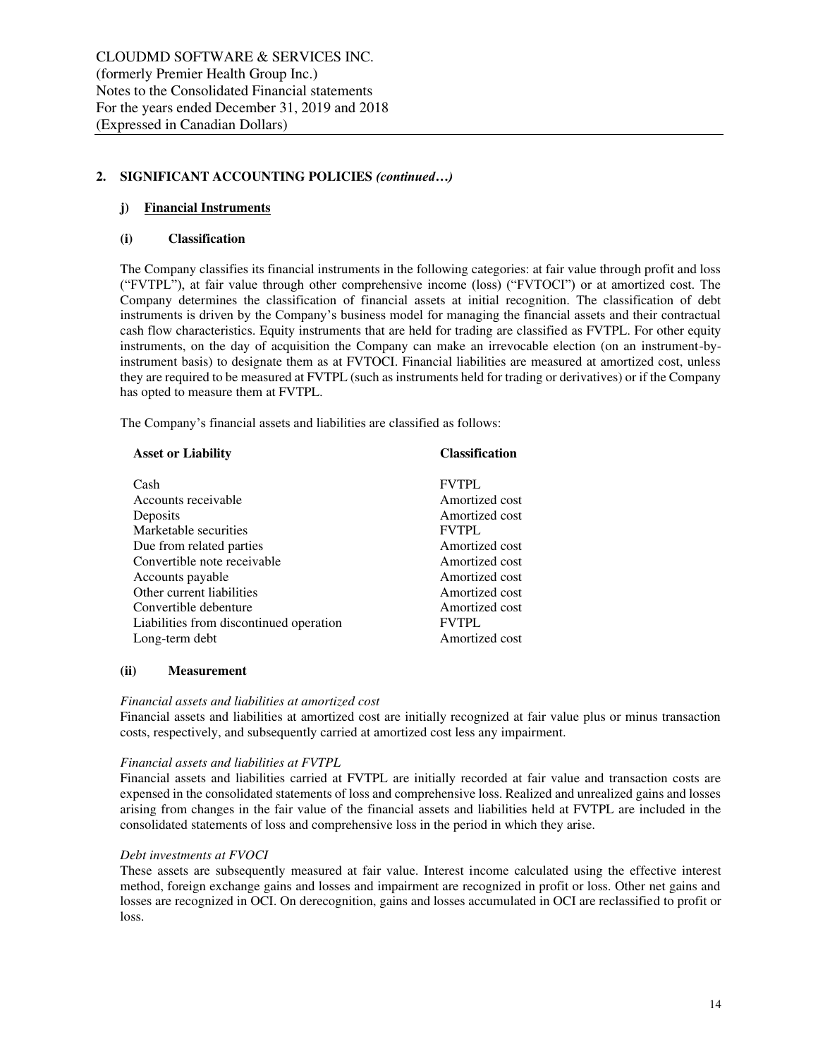CLOUDMD SOFTWARE & SERVICES INC.
(formerly Premier Health Group Inc.)
Notes to the Consolidated Financial statements
For the years ended December 31, 2019 and 2018
(Expressed in Canadian Dollars)

## 2. SIGNIFICANT ACCOUNTING POLICIES *(continued…)*

### j) Financial Instruments

#### (i) Classification

The Company classifies its financial instruments in the following categories: at fair value through profit and loss ("FVTPL"), at fair value through other comprehensive income (loss) ("FVTOCI") or at amortized cost. The Company determines the classification of financial assets at initial recognition. The classification of debt instruments is driven by the Company's business model for managing the financial assets and their contractual cash flow characteristics. Equity instruments that are held for trading are classified as FVTPL. For other equity instruments, on the day of acquisition the Company can make an irrevocable election (on an instrument-by-instrument basis) to designate them as at FVTOCI. Financial liabilities are measured at amortized cost, unless they are required to be measured at FVTPL (such as instruments held for trading or derivatives) or if the Company has opted to measure them at FVTPL.

The Company's financial assets and liabilities are classified as follows:

| Asset or Liability | Classification |
|---|---|
| Cash | FVTPL |
| Accounts receivable | Amortized cost |
| Deposits | Amortized cost |
| Marketable securities | FVTPL |
| Due from related parties | Amortized cost |
| Convertible note receivable | Amortized cost |
| Accounts payable | Amortized cost |
| Other current liabilities | Amortized cost |
| Convertible debenture | Amortized cost |
| Liabilities from discontinued operation | FVTPL |
| Long-term debt | Amortized cost |

#### (ii) Measurement

*Financial assets and liabilities at amortized cost*
Financial assets and liabilities at amortized cost are initially recognized at fair value plus or minus transaction costs, respectively, and subsequently carried at amortized cost less any impairment.

*Financial assets and liabilities at FVTPL*
Financial assets and liabilities carried at FVTPL are initially recorded at fair value and transaction costs are expensed in the consolidated statements of loss and comprehensive loss. Realized and unrealized gains and losses arising from changes in the fair value of the financial assets and liabilities held at FVTPL are included in the consolidated statements of loss and comprehensive loss in the period in which they arise.

*Debt investments at FVOCI*
These assets are subsequently measured at fair value. Interest income calculated using the effective interest method, foreign exchange gains and losses and impairment are recognized in profit or loss. Other net gains and losses are recognized in OCI. On derecognition, gains and losses accumulated in OCI are reclassified to profit or loss.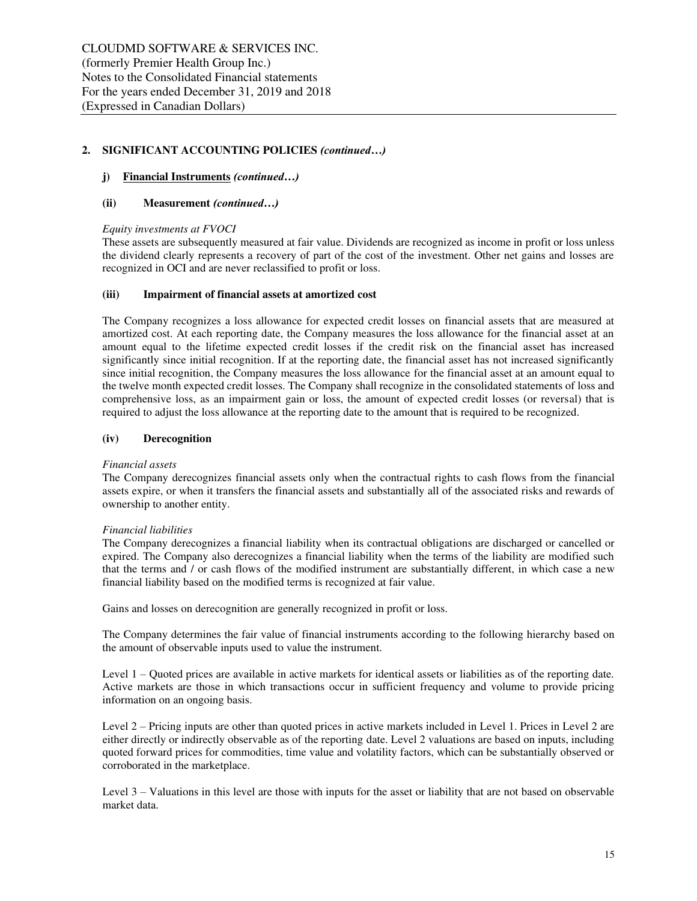## 2. SIGNIFICANT ACCOUNTING POLICIES *(continued…)*

### j) Financial Instruments *(continued…)*

#### (ii) Measurement *(continued…)*

*Equity investments at FVOCI*

These assets are subsequently measured at fair value. Dividends are recognized as income in profit or loss unless the dividend clearly represents a recovery of part of the cost of the investment. Other net gains and losses are recognized in OCI and are never reclassified to profit or loss.

#### (iii) Impairment of financial assets at amortized cost

The Company recognizes a loss allowance for expected credit losses on financial assets that are measured at amortized cost. At each reporting date, the Company measures the loss allowance for the financial asset at an amount equal to the lifetime expected credit losses if the credit risk on the financial asset has increased significantly since initial recognition. If at the reporting date, the financial asset has not increased significantly since initial recognition, the Company measures the loss allowance for the financial asset at an amount equal to the twelve month expected credit losses. The Company shall recognize in the consolidated statements of loss and comprehensive loss, as an impairment gain or loss, the amount of expected credit losses (or reversal) that is required to adjust the loss allowance at the reporting date to the amount that is required to be recognized.

#### (iv) Derecognition

*Financial assets*

The Company derecognizes financial assets only when the contractual rights to cash flows from the financial assets expire, or when it transfers the financial assets and substantially all of the associated risks and rewards of ownership to another entity.

*Financial liabilities*

The Company derecognizes a financial liability when its contractual obligations are discharged or cancelled or expired. The Company also derecognizes a financial liability when the terms of the liability are modified such that the terms and / or cash flows of the modified instrument are substantially different, in which case a new financial liability based on the modified terms is recognized at fair value.

Gains and losses on derecognition are generally recognized in profit or loss.

The Company determines the fair value of financial instruments according to the following hierarchy based on the amount of observable inputs used to value the instrument.

Level 1 – Quoted prices are available in active markets for identical assets or liabilities as of the reporting date. Active markets are those in which transactions occur in sufficient frequency and volume to provide pricing information on an ongoing basis.

Level 2 – Pricing inputs are other than quoted prices in active markets included in Level 1. Prices in Level 2 are either directly or indirectly observable as of the reporting date. Level 2 valuations are based on inputs, including quoted forward prices for commodities, time value and volatility factors, which can be substantially observed or corroborated in the marketplace.

Level 3 – Valuations in this level are those with inputs for the asset or liability that are not based on observable market data.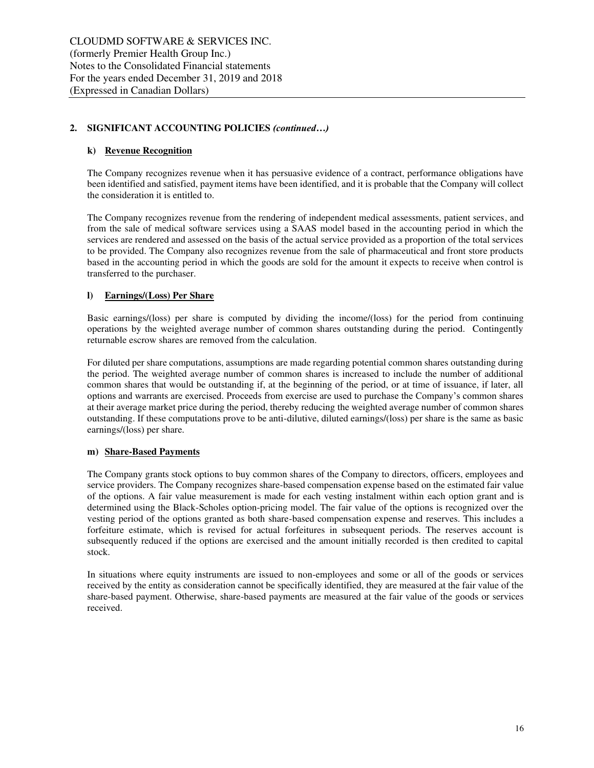## 2. SIGNIFICANT ACCOUNTING POLICIES *(continued…)*

### k) Revenue Recognition

The Company recognizes revenue when it has persuasive evidence of a contract, performance obligations have been identified and satisfied, payment items have been identified, and it is probable that the Company will collect the consideration it is entitled to.

The Company recognizes revenue from the rendering of independent medical assessments, patient services, and from the sale of medical software services using a SAAS model based in the accounting period in which the services are rendered and assessed on the basis of the actual service provided as a proportion of the total services to be provided. The Company also recognizes revenue from the sale of pharmaceutical and front store products based in the accounting period in which the goods are sold for the amount it expects to receive when control is transferred to the purchaser.

### l) Earnings/(Loss) Per Share

Basic earnings/(loss) per share is computed by dividing the income/(loss) for the period from continuing operations by the weighted average number of common shares outstanding during the period. Contingently returnable escrow shares are removed from the calculation.

For diluted per share computations, assumptions are made regarding potential common shares outstanding during the period. The weighted average number of common shares is increased to include the number of additional common shares that would be outstanding if, at the beginning of the period, or at time of issuance, if later, all options and warrants are exercised. Proceeds from exercise are used to purchase the Company's common shares at their average market price during the period, thereby reducing the weighted average number of common shares outstanding. If these computations prove to be anti-dilutive, diluted earnings/(loss) per share is the same as basic earnings/(loss) per share.

### m) Share-Based Payments

The Company grants stock options to buy common shares of the Company to directors, officers, employees and service providers. The Company recognizes share-based compensation expense based on the estimated fair value of the options. A fair value measurement is made for each vesting instalment within each option grant and is determined using the Black-Scholes option-pricing model. The fair value of the options is recognized over the vesting period of the options granted as both share-based compensation expense and reserves. This includes a forfeiture estimate, which is revised for actual forfeitures in subsequent periods. The reserves account is subsequently reduced if the options are exercised and the amount initially recorded is then credited to capital stock.

In situations where equity instruments are issued to non-employees and some or all of the goods or services received by the entity as consideration cannot be specifically identified, they are measured at the fair value of the share-based payment. Otherwise, share-based payments are measured at the fair value of the goods or services received.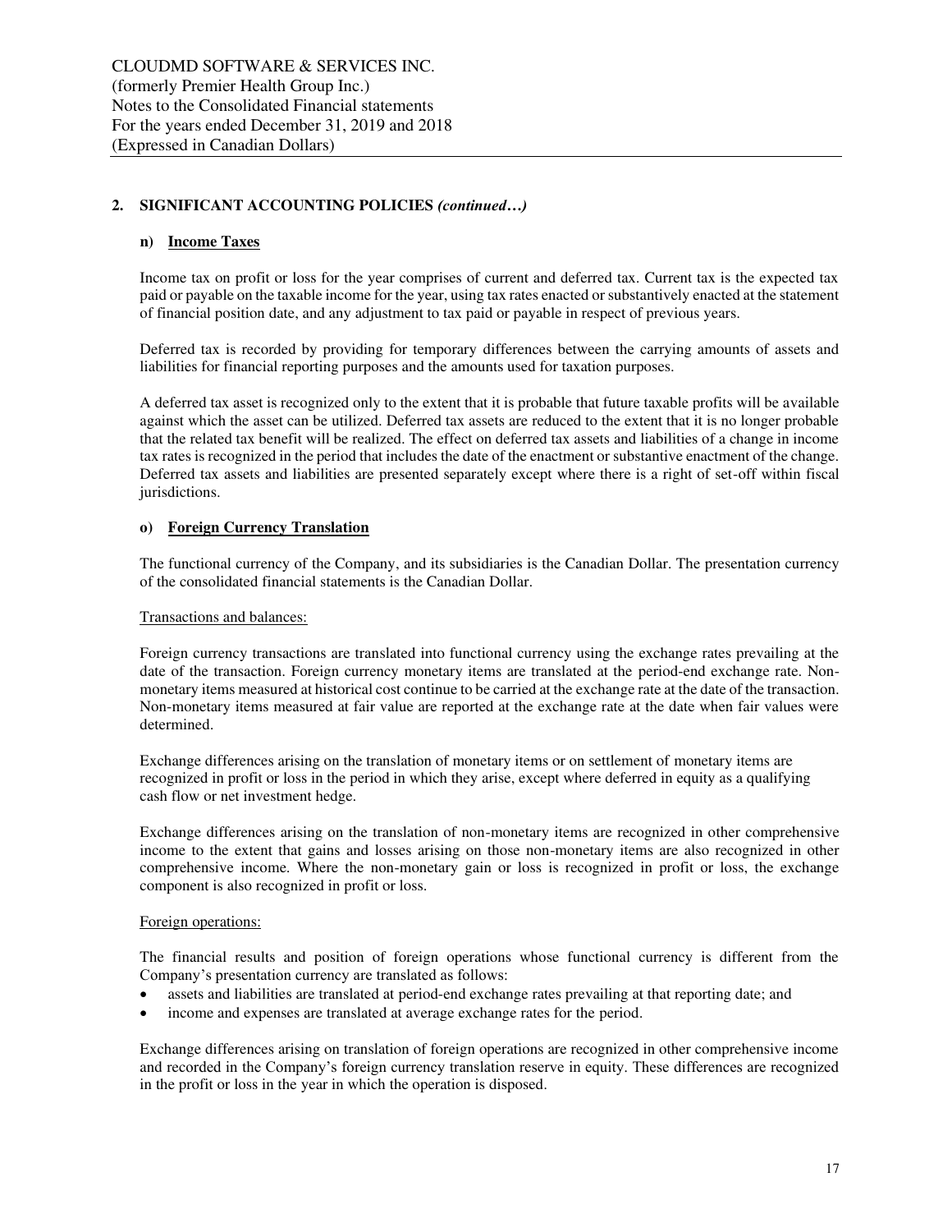## 2. SIGNIFICANT ACCOUNTING POLICIES *(continued…)*

### n) Income Taxes

Income tax on profit or loss for the year comprises of current and deferred tax. Current tax is the expected tax paid or payable on the taxable income for the year, using tax rates enacted or substantively enacted at the statement of financial position date, and any adjustment to tax paid or payable in respect of previous years.

Deferred tax is recorded by providing for temporary differences between the carrying amounts of assets and liabilities for financial reporting purposes and the amounts used for taxation purposes.

A deferred tax asset is recognized only to the extent that it is probable that future taxable profits will be available against which the asset can be utilized. Deferred tax assets are reduced to the extent that it is no longer probable that the related tax benefit will be realized. The effect on deferred tax assets and liabilities of a change in income tax rates is recognized in the period that includes the date of the enactment or substantive enactment of the change. Deferred tax assets and liabilities are presented separately except where there is a right of set-off within fiscal jurisdictions.

### o) Foreign Currency Translation

The functional currency of the Company, and its subsidiaries is the Canadian Dollar. The presentation currency of the consolidated financial statements is the Canadian Dollar.

Transactions and balances:

Foreign currency transactions are translated into functional currency using the exchange rates prevailing at the date of the transaction. Foreign currency monetary items are translated at the period-end exchange rate. Non-monetary items measured at historical cost continue to be carried at the exchange rate at the date of the transaction. Non-monetary items measured at fair value are reported at the exchange rate at the date when fair values were determined.

Exchange differences arising on the translation of monetary items or on settlement of monetary items are recognized in profit or loss in the period in which they arise, except where deferred in equity as a qualifying cash flow or net investment hedge.

Exchange differences arising on the translation of non-monetary items are recognized in other comprehensive income to the extent that gains and losses arising on those non-monetary items are also recognized in other comprehensive income. Where the non-monetary gain or loss is recognized in profit or loss, the exchange component is also recognized in profit or loss.

Foreign operations:

The financial results and position of foreign operations whose functional currency is different from the Company's presentation currency are translated as follows:

- assets and liabilities are translated at period-end exchange rates prevailing at that reporting date; and
- income and expenses are translated at average exchange rates for the period.

Exchange differences arising on translation of foreign operations are recognized in other comprehensive income and recorded in the Company's foreign currency translation reserve in equity. These differences are recognized in the profit or loss in the year in which the operation is disposed.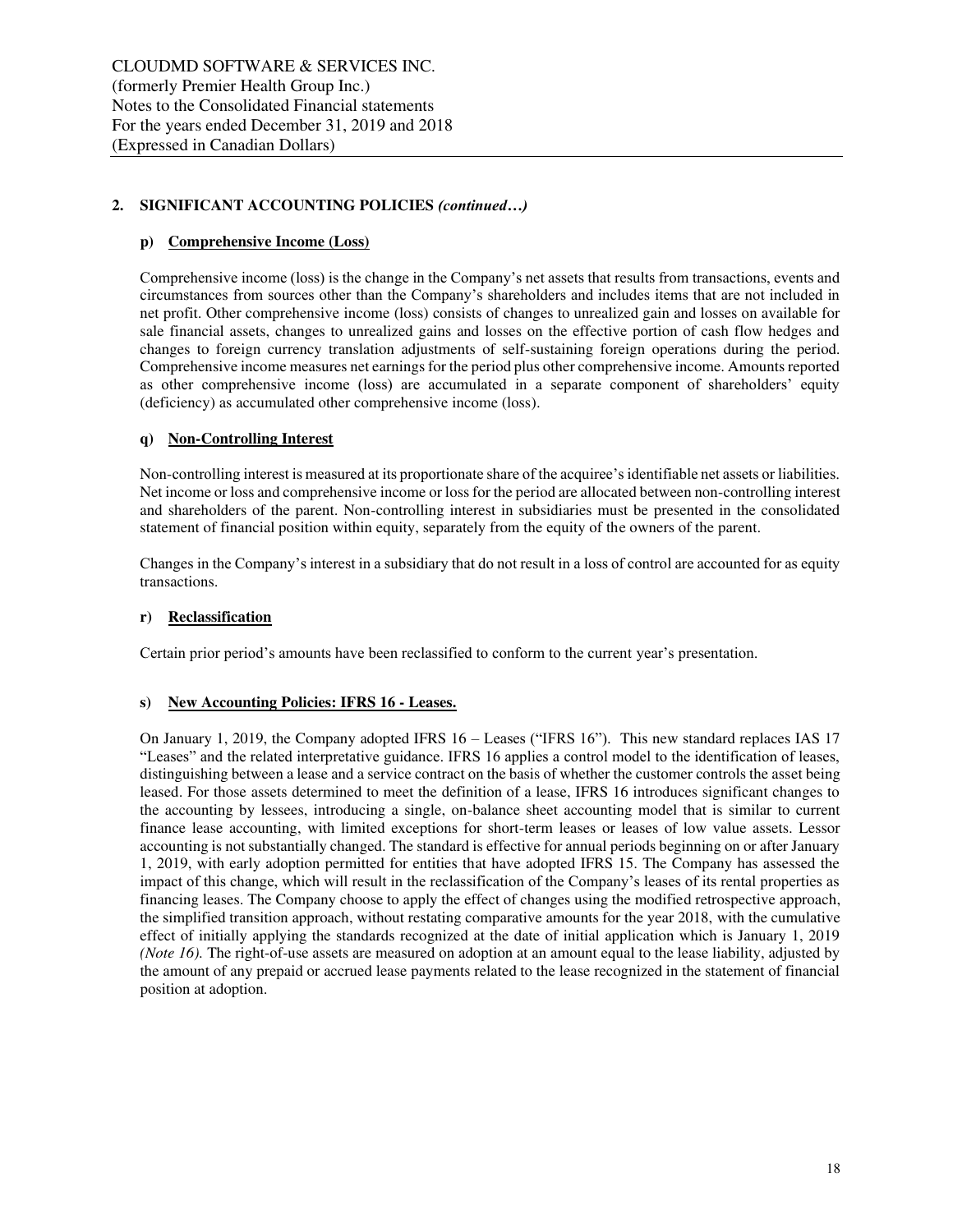## 2. SIGNIFICANT ACCOUNTING POLICIES *(continued…)*

### p) Comprehensive Income (Loss)

Comprehensive income (loss) is the change in the Company's net assets that results from transactions, events and circumstances from sources other than the Company's shareholders and includes items that are not included in net profit. Other comprehensive income (loss) consists of changes to unrealized gain and losses on available for sale financial assets, changes to unrealized gains and losses on the effective portion of cash flow hedges and changes to foreign currency translation adjustments of self-sustaining foreign operations during the period. Comprehensive income measures net earnings for the period plus other comprehensive income. Amounts reported as other comprehensive income (loss) are accumulated in a separate component of shareholders' equity (deficiency) as accumulated other comprehensive income (loss).

### q) Non-Controlling Interest

Non-controlling interest is measured at its proportionate share of the acquiree's identifiable net assets or liabilities. Net income or loss and comprehensive income or loss for the period are allocated between non-controlling interest and shareholders of the parent. Non-controlling interest in subsidiaries must be presented in the consolidated statement of financial position within equity, separately from the equity of the owners of the parent.

Changes in the Company's interest in a subsidiary that do not result in a loss of control are accounted for as equity transactions.

### r) Reclassification

Certain prior period's amounts have been reclassified to conform to the current year's presentation.

### s) New Accounting Policies: IFRS 16 - Leases.

On January 1, 2019, the Company adopted IFRS 16 – Leases ("IFRS 16"). This new standard replaces IAS 17 "Leases" and the related interpretative guidance. IFRS 16 applies a control model to the identification of leases, distinguishing between a lease and a service contract on the basis of whether the customer controls the asset being leased. For those assets determined to meet the definition of a lease, IFRS 16 introduces significant changes to the accounting by lessees, introducing a single, on-balance sheet accounting model that is similar to current finance lease accounting, with limited exceptions for short-term leases or leases of low value assets. Lessor accounting is not substantially changed. The standard is effective for annual periods beginning on or after January 1, 2019, with early adoption permitted for entities that have adopted IFRS 15. The Company has assessed the impact of this change, which will result in the reclassification of the Company's leases of its rental properties as financing leases. The Company choose to apply the effect of changes using the modified retrospective approach, the simplified transition approach, without restating comparative amounts for the year 2018, with the cumulative effect of initially applying the standards recognized at the date of initial application which is January 1, 2019 *(Note 16).* The right-of-use assets are measured on adoption at an amount equal to the lease liability, adjusted by the amount of any prepaid or accrued lease payments related to the lease recognized in the statement of financial position at adoption.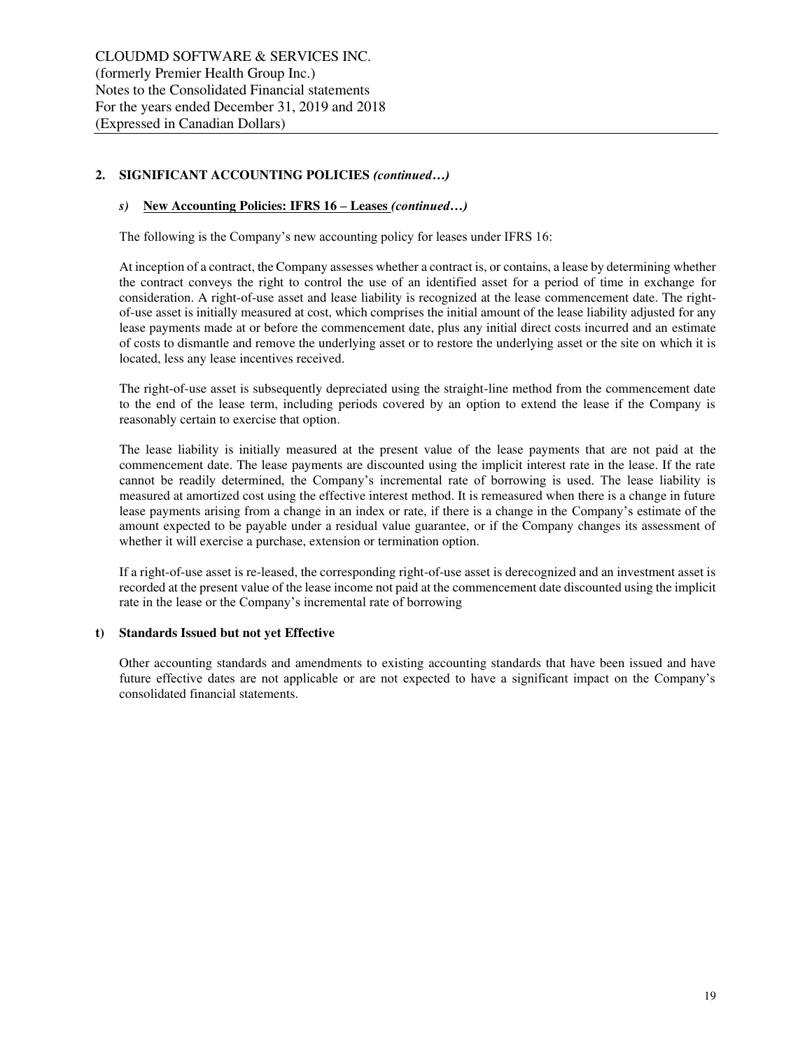## 2. SIGNIFICANT ACCOUNTING POLICIES *(continued…)*

### *s)* New Accounting Policies: IFRS 16 – Leases *(continued…)*

The following is the Company's new accounting policy for leases under IFRS 16:

At inception of a contract, the Company assesses whether a contract is, or contains, a lease by determining whether the contract conveys the right to control the use of an identified asset for a period of time in exchange for consideration. A right-of-use asset and lease liability is recognized at the lease commencement date. The right-of-use asset is initially measured at cost, which comprises the initial amount of the lease liability adjusted for any lease payments made at or before the commencement date, plus any initial direct costs incurred and an estimate of costs to dismantle and remove the underlying asset or to restore the underlying asset or the site on which it is located, less any lease incentives received.

The right-of-use asset is subsequently depreciated using the straight-line method from the commencement date to the end of the lease term, including periods covered by an option to extend the lease if the Company is reasonably certain to exercise that option.

The lease liability is initially measured at the present value of the lease payments that are not paid at the commencement date. The lease payments are discounted using the implicit interest rate in the lease. If the rate cannot be readily determined, the Company's incremental rate of borrowing is used. The lease liability is measured at amortized cost using the effective interest method. It is remeasured when there is a change in future lease payments arising from a change in an index or rate, if there is a change in the Company's estimate of the amount expected to be payable under a residual value guarantee, or if the Company changes its assessment of whether it will exercise a purchase, extension or termination option.

If a right-of-use asset is re-leased, the corresponding right-of-use asset is derecognized and an investment asset is recorded at the present value of the lease income not paid at the commencement date discounted using the implicit rate in the lease or the Company's incremental rate of borrowing

### t) Standards Issued but not yet Effective

Other accounting standards and amendments to existing accounting standards that have been issued and have future effective dates are not applicable or are not expected to have a significant impact on the Company's consolidated financial statements.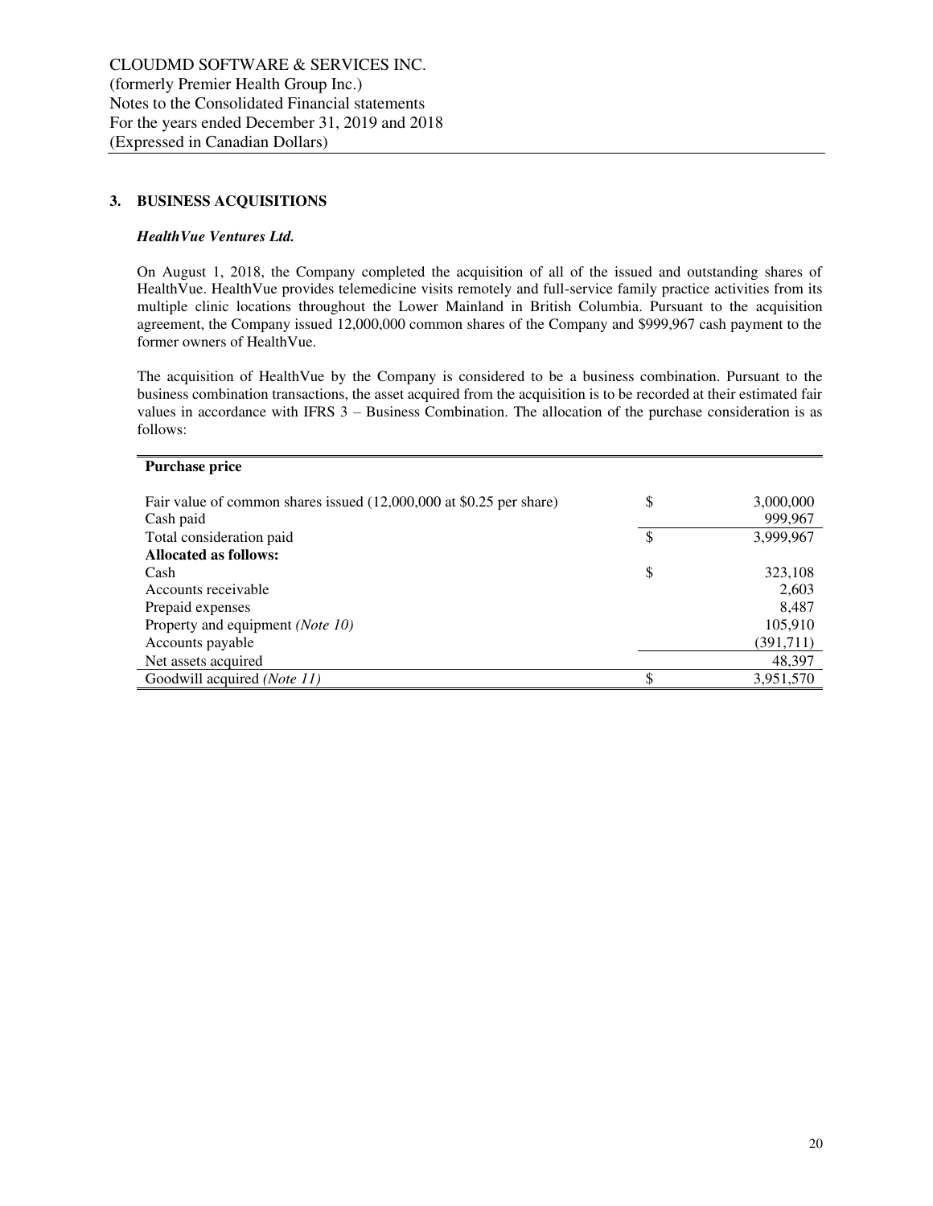## 3. BUSINESS ACQUISITIONS

### *HealthVue Ventures Ltd.*

On August 1, 2018, the Company completed the acquisition of all of the issued and outstanding shares of HealthVue. HealthVue provides telemedicine visits remotely and full-service family practice activities from its multiple clinic locations throughout the Lower Mainland in British Columbia. Pursuant to the acquisition agreement, the Company issued 12,000,000 common shares of the Company and $999,967 cash payment to the former owners of HealthVue.

The acquisition of HealthVue by the Company is considered to be a business combination. Pursuant to the business combination transactions, the asset acquired from the acquisition is to be recorded at their estimated fair values in accordance with IFRS 3 – Business Combination. The allocation of the purchase consideration is as follows:

| **Purchase price** | | |
|---|---|---|
| Fair value of common shares issued (12,000,000 at $0.25 per share) | $ | 3,000,000 |
| Cash paid | | 999,967 |
| Total consideration paid | $ | 3,999,967 |
| **Allocated as follows:** | | |
| Cash | $ | 323,108 |
| Accounts receivable | | 2,603 |
| Prepaid expenses | | 8,487 |
| Property and equipment *(Note 10)* | | 105,910 |
| Accounts payable | | (391,711) |
| Net assets acquired | | 48,397 |
| Goodwill acquired *(Note 11)* | $ | 3,951,570 |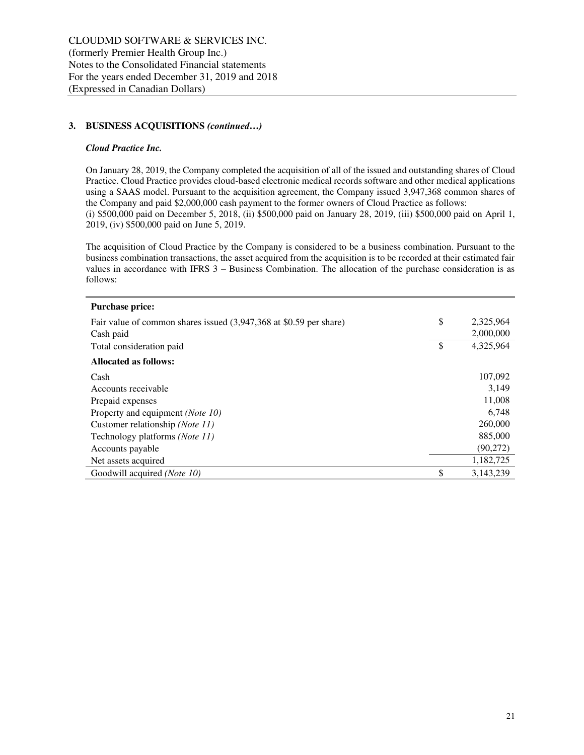### 3. BUSINESS ACQUISITIONS *(continued…)*

***Cloud Practice Inc.***

On January 28, 2019, the Company completed the acquisition of all of the issued and outstanding shares of Cloud Practice. Cloud Practice provides cloud-based electronic medical records software and other medical applications using a SAAS model. Pursuant to the acquisition agreement, the Company issued 3,947,368 common shares of the Company and paid $2,000,000 cash payment to the former owners of Cloud Practice as follows:
(i) $500,000 paid on December 5, 2018, (ii) $500,000 paid on January 28, 2019, (iii) $500,000 paid on April 1, 2019, (iv) $500,000 paid on June 5, 2019.

The acquisition of Cloud Practice by the Company is considered to be a business combination. Pursuant to the business combination transactions, the asset acquired from the acquisition is to be recorded at their estimated fair values in accordance with IFRS 3 – Business Combination. The allocation of the purchase consideration is as follows:

| | | |
|---|---|---|
| **Purchase price:** | | |
| Fair value of common shares issued (3,947,368 at $0.59 per share) | $ | 2,325,964 |
| Cash paid | | 2,000,000 |
| Total consideration paid | $ | 4,325,964 |
| **Allocated as follows:** | | |
| Cash | | 107,092 |
| Accounts receivable | | 3,149 |
| Prepaid expenses | | 11,008 |
| Property and equipment *(Note 10)* | | 6,748 |
| Customer relationship *(Note 11)* | | 260,000 |
| Technology platforms *(Note 11)* | | 885,000 |
| Accounts payable | | (90,272) |
| Net assets acquired | | 1,182,725 |
| Goodwill acquired *(Note 10)* | $ | 3,143,239 |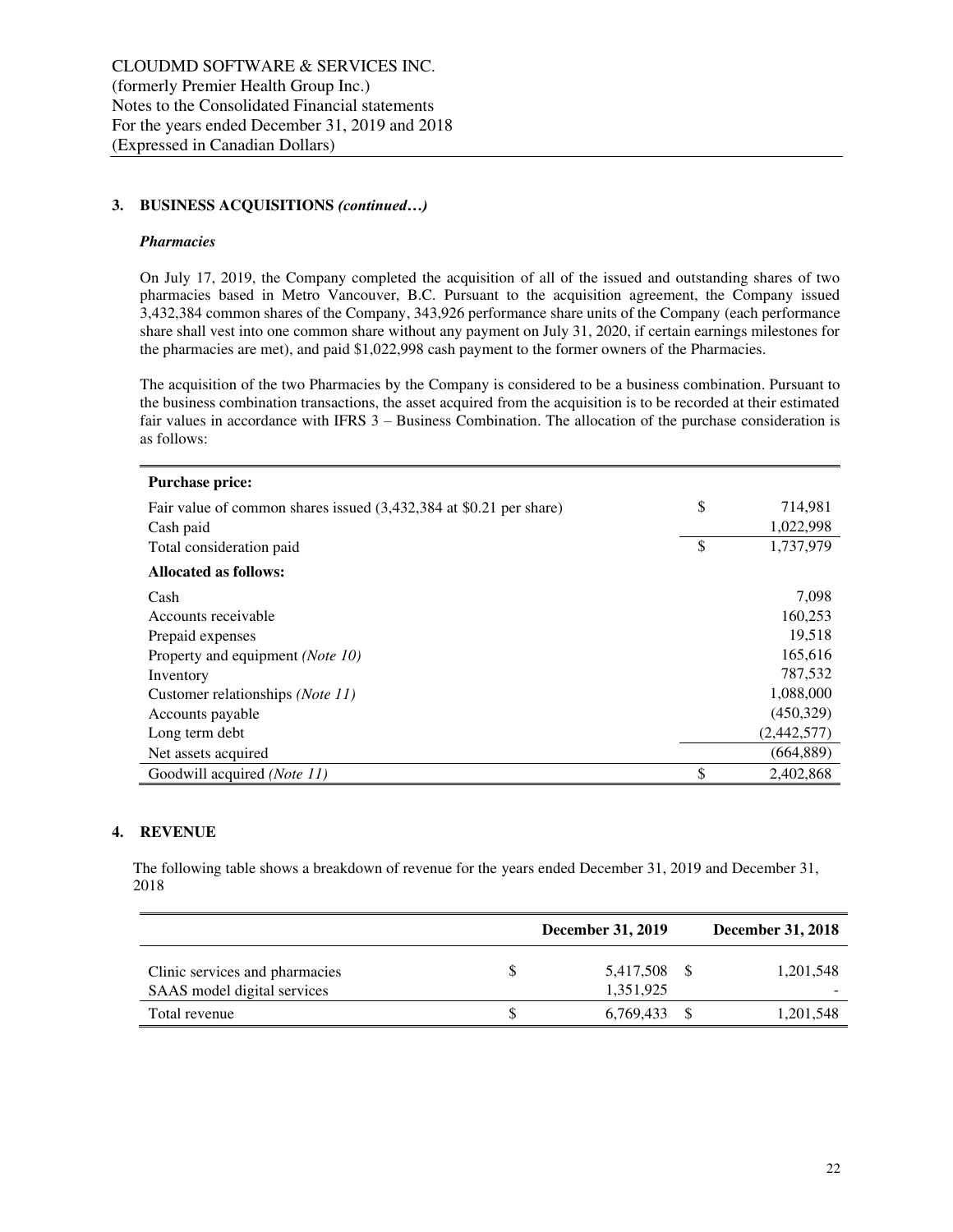CLOUDMD SOFTWARE & SERVICES INC.
(formerly Premier Health Group Inc.)
Notes to the Consolidated Financial statements
For the years ended December 31, 2019 and 2018
(Expressed in Canadian Dollars)

## 3. BUSINESS ACQUISITIONS *(continued…)*

### *Pharmacies*

On July 17, 2019, the Company completed the acquisition of all of the issued and outstanding shares of two pharmacies based in Metro Vancouver, B.C. Pursuant to the acquisition agreement, the Company issued 3,432,384 common shares of the Company, 343,926 performance share units of the Company (each performance share shall vest into one common share without any payment on July 31, 2020, if certain earnings milestones for the pharmacies are met), and paid $1,022,998 cash payment to the former owners of the Pharmacies.

The acquisition of the two Pharmacies by the Company is considered to be a business combination. Pursuant to the business combination transactions, the asset acquired from the acquisition is to be recorded at their estimated fair values in accordance with IFRS 3 – Business Combination. The allocation of the purchase consideration is as follows:

| | | |
|---|---|---|
| **Purchase price:** | | |
| Fair value of common shares issued (3,432,384 at $0.21 per share) | $ | 714,981 |
| Cash paid | | 1,022,998 |
| Total consideration paid | $ | 1,737,979 |
| **Allocated as follows:** | | |
| Cash | | 7,098 |
| Accounts receivable | | 160,253 |
| Prepaid expenses | | 19,518 |
| Property and equipment *(Note 10)* | | 165,616 |
| Inventory | | 787,532 |
| Customer relationships *(Note 11)* | | 1,088,000 |
| Accounts payable | | (450,329) |
| Long term debt | | (2,442,577) |
| Net assets acquired | | (664,889) |
| Goodwill acquired *(Note 11)* | $ | 2,402,868 |

## 4. REVENUE

The following table shows a breakdown of revenue for the years ended December 31, 2019 and December 31, 2018

| | | December 31, 2019 | | December 31, 2018 |
|---|---|---|---|---|
| Clinic services and pharmacies | $ | 5,417,508 | $ | 1,201,548 |
| SAAS model digital services | | 1,351,925 | | - |
| Total revenue | $ | 6,769,433 | $ | 1,201,548 |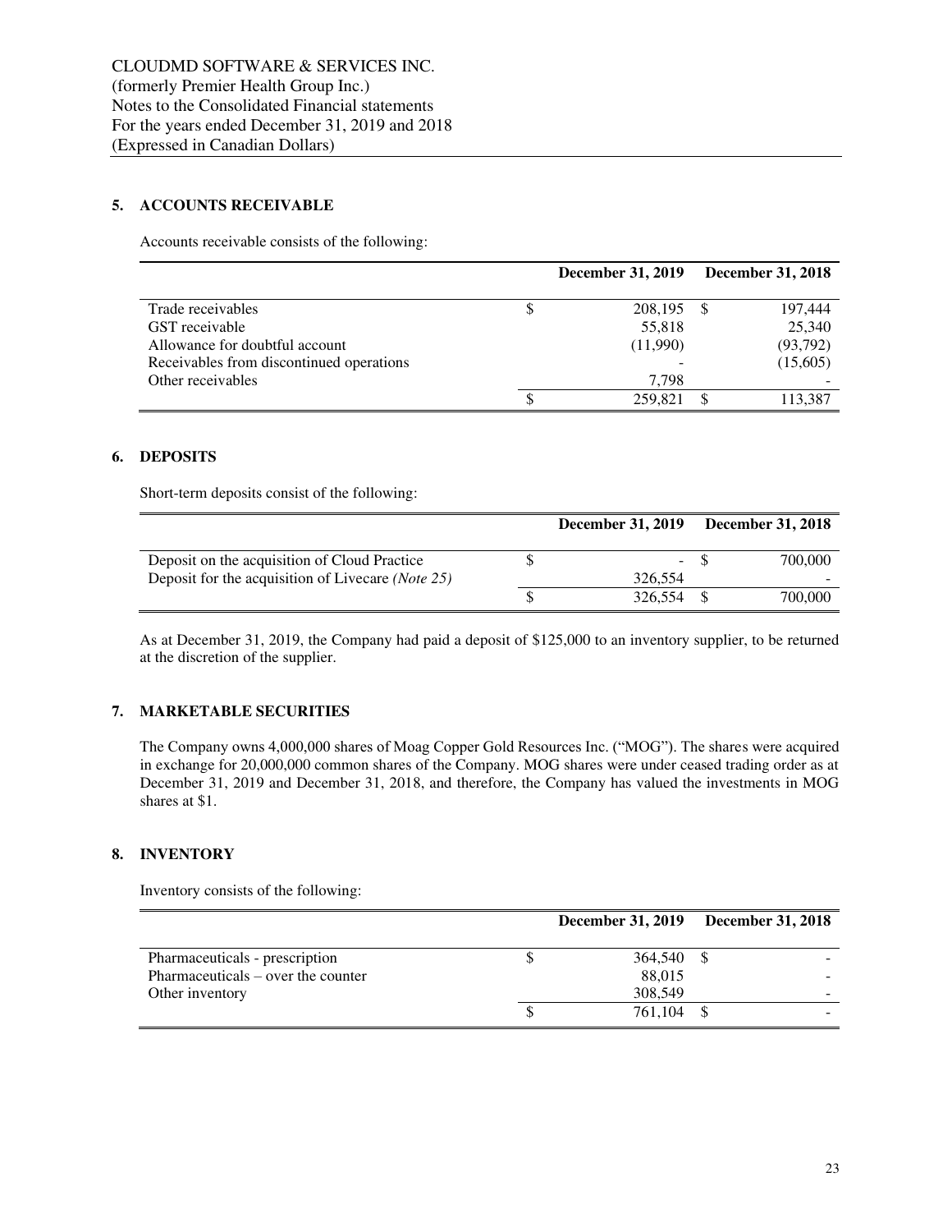CLOUDMD SOFTWARE & SERVICES INC.
(formerly Premier Health Group Inc.)
Notes to the Consolidated Financial statements
For the years ended December 31, 2019 and 2018
(Expressed in Canadian Dollars)

## 5. ACCOUNTS RECEIVABLE

Accounts receivable consists of the following:

| | December 31, 2019 | December 31, 2018 |
|---|---|---|
| Trade receivables | $ 208,195 | $ 197,444 |
| GST receivable | 55,818 | 25,340 |
| Allowance for doubtful account | (11,990) | (93,792) |
| Receivables from discontinued operations | - | (15,605) |
| Other receivables | 7,798 | - |
| | $ 259,821 | $ 113,387 |

## 6. DEPOSITS

Short-term deposits consist of the following:

| | December 31, 2019 | December 31, 2018 |
|---|---|---|
| Deposit on the acquisition of Cloud Practice | $ - | $ 700,000 |
| Deposit for the acquisition of Livecare *(Note 25)* | 326,554 | - |
| | $ 326,554 | $ 700,000 |

As at December 31, 2019, the Company had paid a deposit of $125,000 to an inventory supplier, to be returned at the discretion of the supplier.

## 7. MARKETABLE SECURITIES

The Company owns 4,000,000 shares of Moag Copper Gold Resources Inc. ("MOG"). The shares were acquired in exchange for 20,000,000 common shares of the Company. MOG shares were under ceased trading order as at December 31, 2019 and December 31, 2018, and therefore, the Company has valued the investments in MOG shares at $1.

## 8. INVENTORY

Inventory consists of the following:

| | December 31, 2019 | December 31, 2018 |
|---|---|---|
| Pharmaceuticals - prescription | $ 364,540 | $ - |
| Pharmaceuticals – over the counter | 88,015 | - |
| Other inventory | 308,549 | - |
| | $ 761,104 | $ - |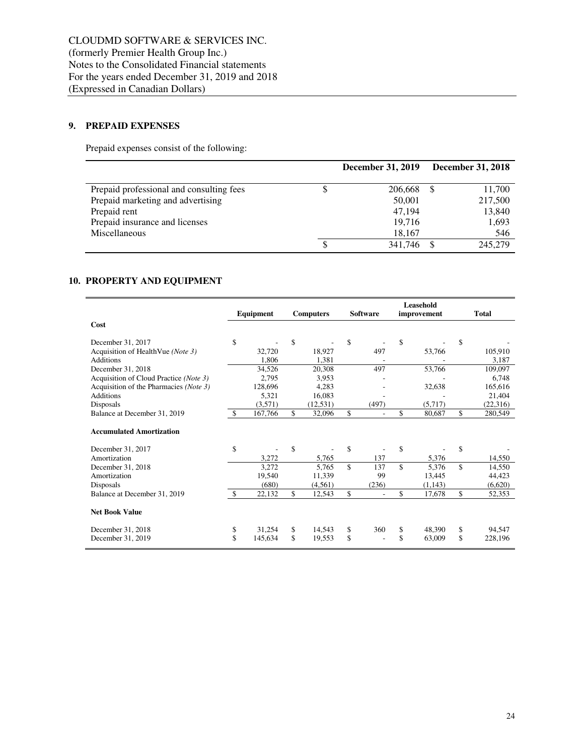CLOUDMD SOFTWARE & SERVICES INC.
(formerly Premier Health Group Inc.)
Notes to the Consolidated Financial statements
For the years ended December 31, 2019 and 2018
(Expressed in Canadian Dollars)

## 9. PREPAID EXPENSES

Prepaid expenses consist of the following:

| | December 31, 2019 | December 31, 2018 |
|---|---|---|
| Prepaid professional and consulting fees | $ 206,668 | $ 11,700 |
| Prepaid marketing and advertising | 50,001 | 217,500 |
| Prepaid rent | 47,194 | 13,840 |
| Prepaid insurance and licenses | 19,716 | 1,693 |
| Miscellaneous | 18,167 | 546 |
| | $ 341,746 | $ 245,279 |

## 10. PROPERTY AND EQUIPMENT

| | Equipment | Computers | Software | Leasehold improvement | Total |
|---|---|---|---|---|---|
| **Cost** | | | | | |
| December 31, 2017 | $ - | $ - | $ - | $ - | $ - |
| Acquisition of HealthVue *(Note 3)* | 32,720 | 18,927 | 497 | 53,766 | 105,910 |
| Additions | 1,806 | 1,381 | - | - | 3,187 |
| December 31, 2018 | 34,526 | 20,308 | 497 | 53,766 | 109,097 |
| Acquisition of Cloud Practice *(Note 3)* | 2,795 | 3,953 | - | - | 6,748 |
| Acquisition of the Pharmacies *(Note 3)* | 128,696 | 4,283 | - | 32,638 | 165,616 |
| Additions | 5,321 | 16,083 | - | - | 21,404 |
| Disposals | (3,571) | (12,531) | (497) | (5,717) | (22,316) |
| Balance at December 31, 2019 | $ 167,766 | $ 32,096 | $ - | $ 80,687 | $ 280,549 |
| **Accumulated Amortization** | | | | | |
| December 31, 2017 | $ - | $ - | $ - | $ - | $ - |
| Amortization | 3,272 | 5,765 | 137 | 5,376 | 14,550 |
| December 31, 2018 | 3,272 | 5,765 | $ 137 | $ 5,376 | $ 14,550 |
| Amortization | 19,540 | 11,339 | 99 | 13,445 | 44,423 |
| Disposals | (680) | (4,561) | (236) | (1,143) | (6,620) |
| Balance at December 31, 2019 | $ 22,132 | $ 12,543 | $ - | $ 17,678 | $ 52,353 |
| **Net Book Value** | | | | | |
| December 31, 2018 | $ 31,254 | $ 14,543 | $ 360 | $ 48,390 | $ 94,547 |
| December 31, 2019 | $ 145,634 | $ 19,553 | $ - | $ 63,009 | $ 228,196 |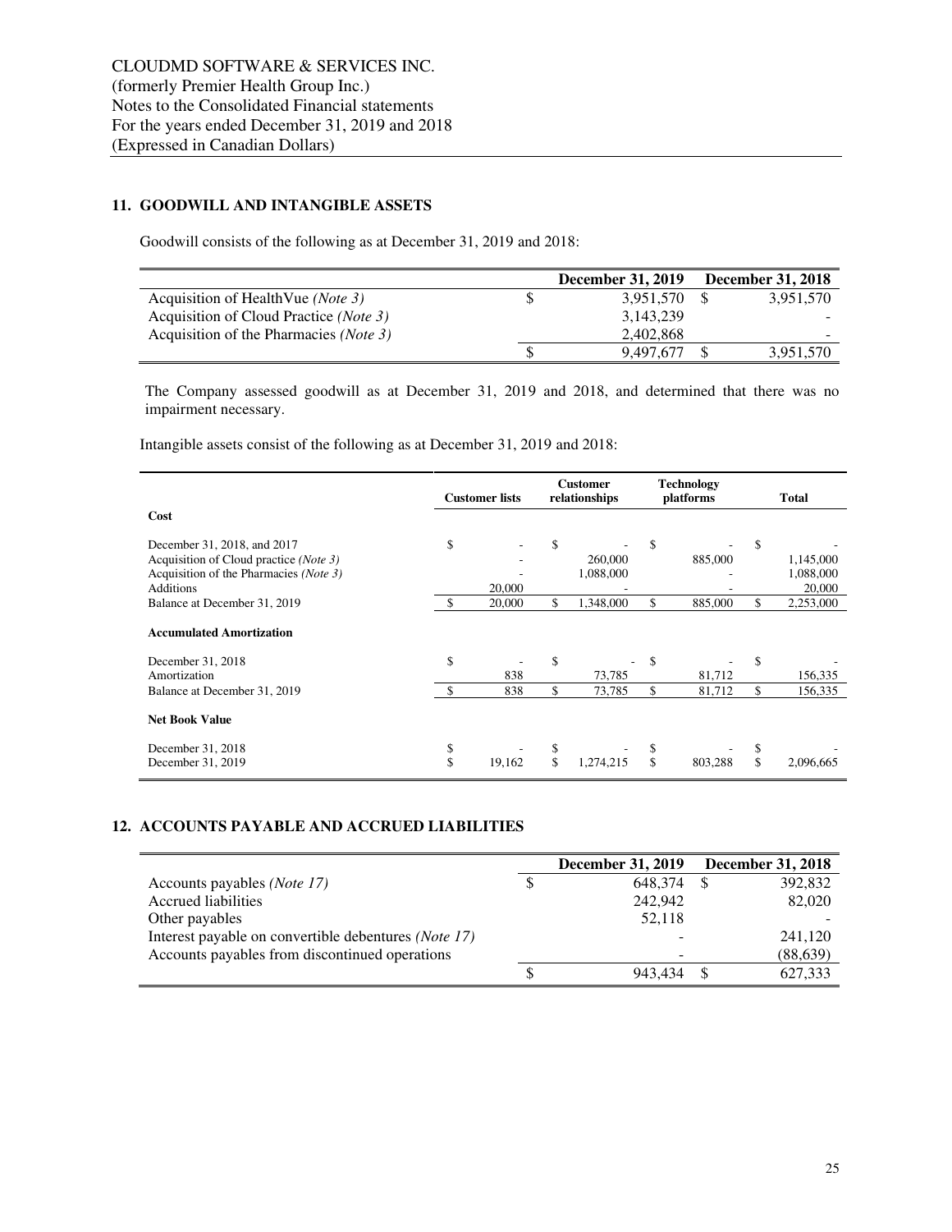CLOUDMD SOFTWARE & SERVICES INC.
(formerly Premier Health Group Inc.)
Notes to the Consolidated Financial statements
For the years ended December 31, 2019 and 2018
(Expressed in Canadian Dollars)

## 11. GOODWILL AND INTANGIBLE ASSETS

Goodwill consists of the following as at December 31, 2019 and 2018:

| | December 31, 2019 | December 31, 2018 |
|---|---|---|
| Acquisition of HealthVue *(Note 3)* | $ 3,951,570 | $ 3,951,570 |
| Acquisition of Cloud Practice *(Note 3)* | 3,143,239 | - |
| Acquisition of the Pharmacies *(Note 3)* | 2,402,868 | - |
| | $ 9,497,677 | $ 3,951,570 |

The Company assessed goodwill as at December 31, 2019 and 2018, and determined that there was no impairment necessary.

Intangible assets consist of the following as at December 31, 2019 and 2018:

| | Customer lists | Customer relationships | Technology platforms | Total |
|---|---|---|---|---|
| **Cost** | | | | |
| December 31, 2018, and 2017 | $ - | $ - | $ - | $ - |
| Acquisition of Cloud practice *(Note 3)* | - | 260,000 | 885,000 | 1,145,000 |
| Acquisition of the Pharmacies *(Note 3)* | - | 1,088,000 | - | 1,088,000 |
| Additions | 20,000 | - | - | 20,000 |
| Balance at December 31, 2019 | $ 20,000 | $ 1,348,000 | $ 885,000 | $ 2,253,000 |
| **Accumulated Amortization** | | | | |
| December 31, 2018 | $ - | $ - | $ - | $ - |
| Amortization | 838 | 73,785 | 81,712 | 156,335 |
| Balance at December 31, 2019 | $ 838 | $ 73,785 | $ 81,712 | $ 156,335 |
| **Net Book Value** | | | | |
| December 31, 2018 | $ - | $ - | $ - | $ - |
| December 31, 2019 | $ 19,162 | $ 1,274,215 | $ 803,288 | $ 2,096,665 |

## 12. ACCOUNTS PAYABLE AND ACCRUED LIABILITIES

| | December 31, 2019 | December 31, 2018 |
|---|---|---|
| Accounts payables *(Note 17)* | $ 648,374 | $ 392,832 |
| Accrued liabilities | 242,942 | 82,020 |
| Other payables | 52,118 | - |
| Interest payable on convertible debentures *(Note 17)* | - | 241,120 |
| Accounts payables from discontinued operations | - | (88,639) |
| | $ 943,434 | $ 627,333 |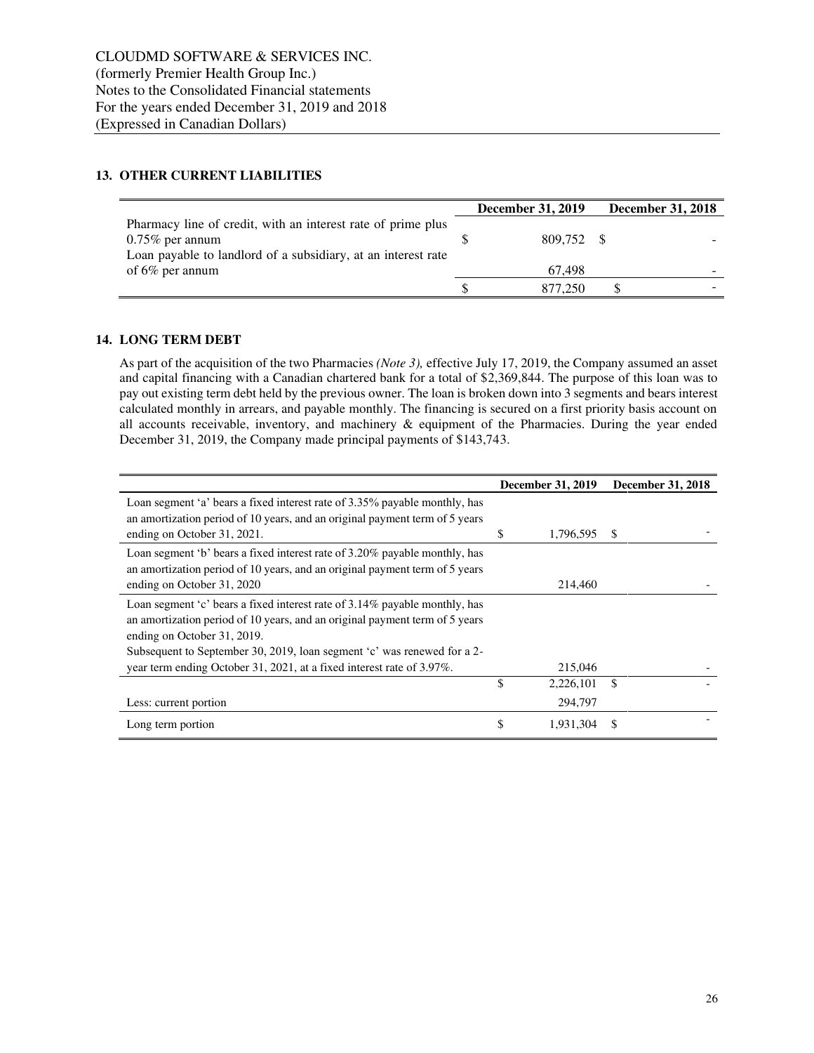## 13. OTHER CURRENT LIABILITIES

| | December 31, 2019 | December 31, 2018 |
|---|---|---|
| Pharmacy line of credit, with an interest rate of prime plus 0.75% per annum | $ 809,752 | $ - |
| Loan payable to landlord of a subsidiary, at an interest rate of 6% per annum | 67,498 | - |
| | $ 877,250 | $ - |

## 14. LONG TERM DEBT

As part of the acquisition of the two Pharmacies *(Note 3),* effective July 17, 2019, the Company assumed an asset and capital financing with a Canadian chartered bank for a total of $2,369,844. The purpose of this loan was to pay out existing term debt held by the previous owner. The loan is broken down into 3 segments and bears interest calculated monthly in arrears, and payable monthly. The financing is secured on a first priority basis account on all accounts receivable, inventory, and machinery & equipment of the Pharmacies. During the year ended December 31, 2019, the Company made principal payments of $143,743.

| | December 31, 2019 | December 31, 2018 |
|---|---|---|
| Loan segment 'a' bears a fixed interest rate of 3.35% payable monthly, has an amortization period of 10 years, and an original payment term of 5 years ending on October 31, 2021. | $ 1,796,595 | $ - |
| Loan segment 'b' bears a fixed interest rate of 3.20% payable monthly, has an amortization period of 10 years, and an original payment term of 5 years ending on October 31, 2020 | 214,460 | - |
| Loan segment 'c' bears a fixed interest rate of 3.14% payable monthly, has an amortization period of 10 years, and an original payment term of 5 years ending on October 31, 2019. Subsequent to September 30, 2019, loan segment 'c' was renewed for a 2-year term ending October 31, 2021, at a fixed interest rate of 3.97%. | 215,046 | - |
| | $ 2,226,101 | $ - |
| Less: current portion | 294,797 | |
| Long term portion | $ 1,931,304 | $ - |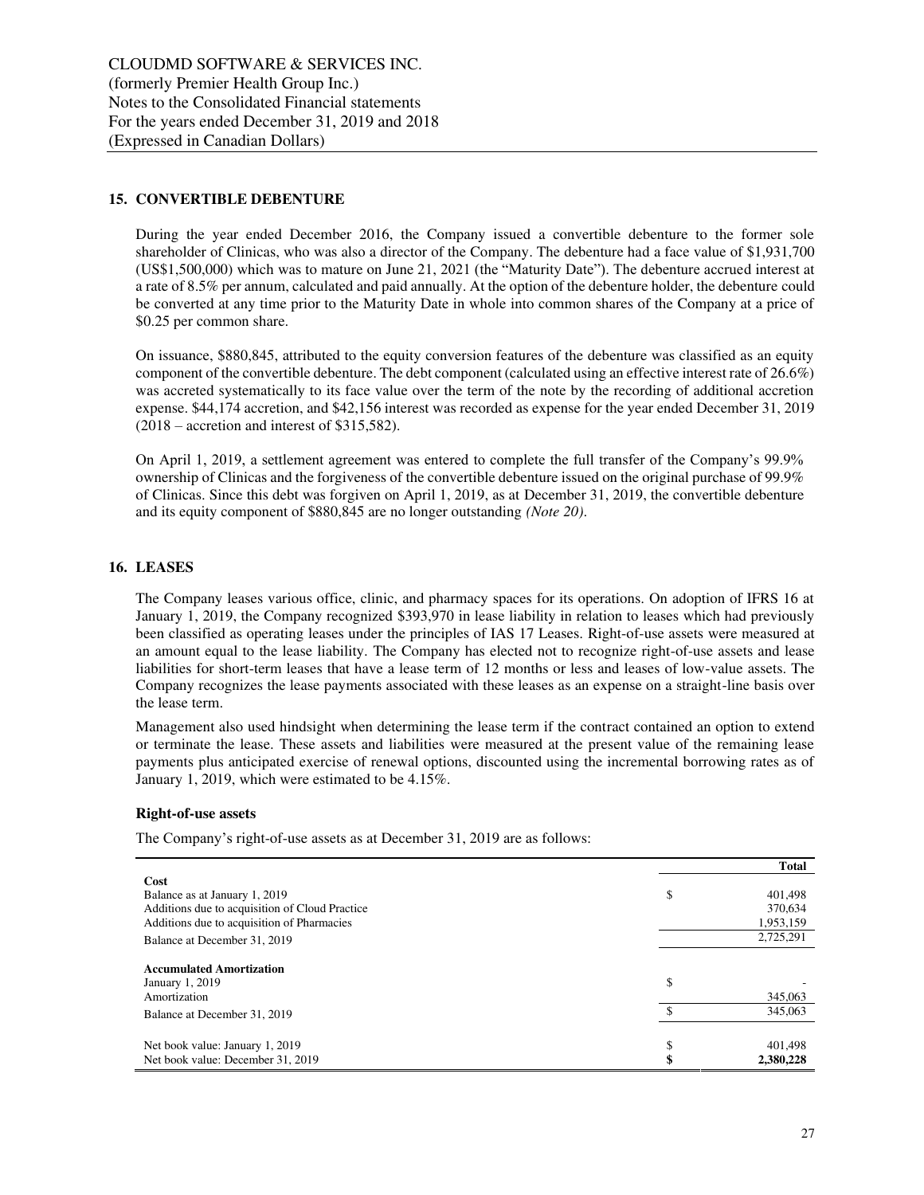## 15. CONVERTIBLE DEBENTURE

During the year ended December 2016, the Company issued a convertible debenture to the former sole shareholder of Clinicas, who was also a director of the Company. The debenture had a face value of $1,931,700 (US$1,500,000) which was to mature on June 21, 2021 (the "Maturity Date"). The debenture accrued interest at a rate of 8.5% per annum, calculated and paid annually. At the option of the debenture holder, the debenture could be converted at any time prior to the Maturity Date in whole into common shares of the Company at a price of $0.25 per common share.

On issuance, $880,845, attributed to the equity conversion features of the debenture was classified as an equity component of the convertible debenture. The debt component (calculated using an effective interest rate of 26.6%) was accreted systematically to its face value over the term of the note by the recording of additional accretion expense. $44,174 accretion, and $42,156 interest was recorded as expense for the year ended December 31, 2019 (2018 – accretion and interest of $315,582).

On April 1, 2019, a settlement agreement was entered to complete the full transfer of the Company's 99.9% ownership of Clinicas and the forgiveness of the convertible debenture issued on the original purchase of 99.9% of Clinicas. Since this debt was forgiven on April 1, 2019, as at December 31, 2019, the convertible debenture and its equity component of $880,845 are no longer outstanding *(Note 20)*.

## 16. LEASES

The Company leases various office, clinic, and pharmacy spaces for its operations. On adoption of IFRS 16 at January 1, 2019, the Company recognized $393,970 in lease liability in relation to leases which had previously been classified as operating leases under the principles of IAS 17 Leases. Right-of-use assets were measured at an amount equal to the lease liability. The Company has elected not to recognize right-of-use assets and lease liabilities for short-term leases that have a lease term of 12 months or less and leases of low-value assets. The Company recognizes the lease payments associated with these leases as an expense on a straight-line basis over the lease term.

Management also used hindsight when determining the lease term if the contract contained an option to extend or terminate the lease. These assets and liabilities were measured at the present value of the remaining lease payments plus anticipated exercise of renewal options, discounted using the incremental borrowing rates as of January 1, 2019, which were estimated to be 4.15%.

### Right-of-use assets

The Company's right-of-use assets as at December 31, 2019 are as follows:

| | | Total |
|---|---|---|
| **Cost** | | |
| Balance as at January 1, 2019 | $ | 401,498 |
| Additions due to acquisition of Cloud Practice | | 370,634 |
| Additions due to acquisition of Pharmacies | | 1,953,159 |
| Balance at December 31, 2019 | | 2,725,291 |
| **Accumulated Amortization** | | |
| January 1, 2019 | $ | - |
| Amortization | | 345,063 |
| Balance at December 31, 2019 | $ | 345,063 |
| Net book value: January 1, 2019 | $ | 401,498 |
| Net book value: December 31, 2019 | **$** | **2,380,228** |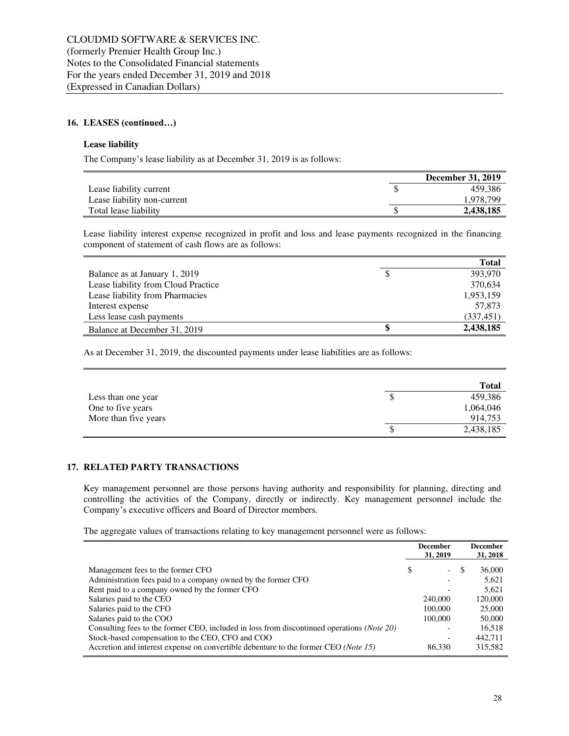## 16. LEASES (continued…)

### Lease liability

The Company's lease liability as at December 31, 2019 is as follows:

| | | December 31, 2019 |
|---|---|---|
| Lease liability current | $ | 459,386 |
| Lease liability non-current | | 1,978,799 |
| Total lease liability | $ | **2,438,185** |

Lease liability interest expense recognized in profit and loss and lease payments recognized in the financing component of statement of cash flows are as follows:

| | | Total |
|---|---|---|
| Balance as at January 1, 2019 | $ | 393,970 |
| Lease liability from Cloud Practice | | 370,634 |
| Lease liability from Pharmacies | | 1,953,159 |
| Interest expense | | 57,873 |
| Less lease cash payments | | (337,451) |
| Balance at December 31, 2019 | **$** | **2,438,185** |

As at December 31, 2019, the discounted payments under lease liabilities are as follows:

| | | Total |
|---|---|---|
| Less than one year | $ | 459,386 |
| One to five years | | 1,064,046 |
| More than five years | | 914,753 |
| | $ | 2,438,185 |

## 17. RELATED PARTY TRANSACTIONS

Key management personnel are those persons having authority and responsibility for planning, directing and controlling the activities of the Company, directly or indirectly. Key management personnel include the Company's executive officers and Board of Director members.

The aggregate values of transactions relating to key management personnel were as follows:

| | | December 31, 2019 | | December 31, 2018 |
|---|---|---|---|---|
| Management fees to the former CFO | $ | - | $ | 36,000 |
| Administration fees paid to a company owned by the former CFO | | - | | 5,621 |
| Rent paid to a company owned by the former CFO | | - | | 5,621 |
| Salaries paid to the CEO | | 240,000 | | 120,000 |
| Salaries paid to the CFO | | 100,000 | | 25,000 |
| Salaries paid to the COO | | 100,000 | | 50,000 |
| Consulting fees to the former CEO, included in loss from discontinued operations *(Note 20)* | | - | | 16,518 |
| Stock-based compensation to the CEO, CFO and COO | | - | | 442,711 |
| Accretion and interest expense on convertible debenture to the former CEO *(Note 15)* | | 86,330 | | 315,582 |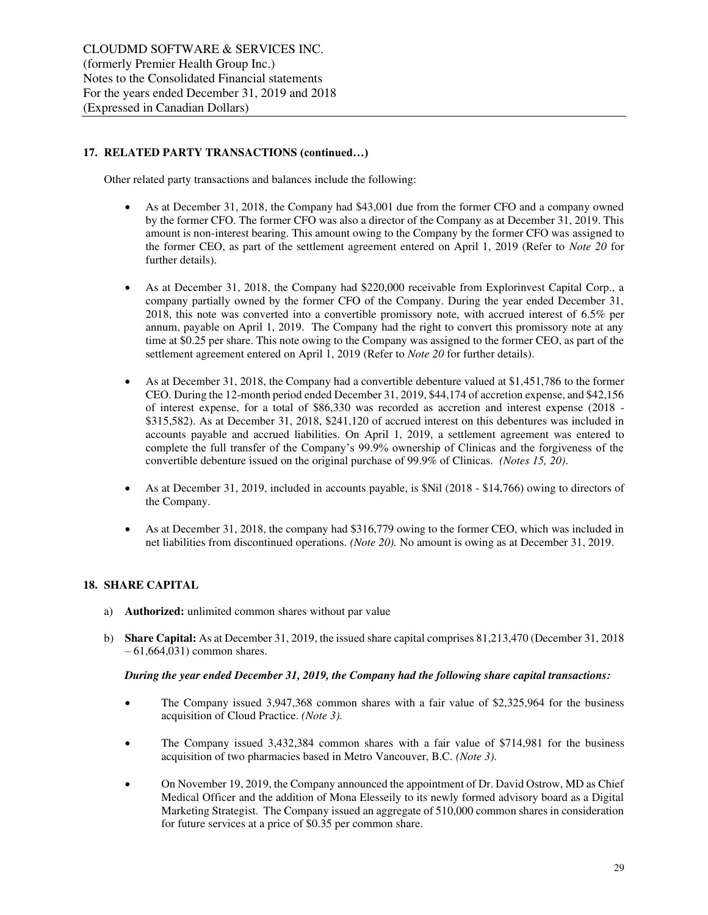## 17. RELATED PARTY TRANSACTIONS (continued…)

Other related party transactions and balances include the following:

- As at December 31, 2018, the Company had $43,001 due from the former CFO and a company owned by the former CFO. The former CFO was also a director of the Company as at December 31, 2019. This amount is non-interest bearing. This amount owing to the Company by the former CFO was assigned to the former CEO, as part of the settlement agreement entered on April 1, 2019 (Refer to *Note 20* for further details).

- As at December 31, 2018, the Company had $220,000 receivable from Explorinvest Capital Corp., a company partially owned by the former CFO of the Company. During the year ended December 31, 2018, this note was converted into a convertible promissory note, with accrued interest of 6.5% per annum, payable on April 1, 2019. The Company had the right to convert this promissory note at any time at $0.25 per share. This note owing to the Company was assigned to the former CEO, as part of the settlement agreement entered on April 1, 2019 (Refer to *Note 20* for further details).

- As at December 31, 2018, the Company had a convertible debenture valued at $1,451,786 to the former CEO. During the 12-month period ended December 31, 2019, $44,174 of accretion expense, and $42,156 of interest expense, for a total of $86,330 was recorded as accretion and interest expense (2018 - $315,582). As at December 31, 2018, $241,120 of accrued interest on this debentures was included in accounts payable and accrued liabilities. On April 1, 2019, a settlement agreement was entered to complete the full transfer of the Company's 99.9% ownership of Clinicas and the forgiveness of the convertible debenture issued on the original purchase of 99.9% of Clinicas. *(Notes 15, 20)*.

- As at December 31, 2019, included in accounts payable, is $Nil (2018 - $14,766) owing to directors of the Company.

- As at December 31, 2018, the company had $316,779 owing to the former CEO, which was included in net liabilities from discontinued operations. *(Note 20).* No amount is owing as at December 31, 2019.

## 18. SHARE CAPITAL

a) **Authorized:** unlimited common shares without par value

b) **Share Capital:** As at December 31, 2019, the issued share capital comprises 81,213,470 (December 31, 2018 – 61,664,031) common shares.

***During the year ended December 31, 2019, the Company had the following share capital transactions:***

- The Company issued 3,947,368 common shares with a fair value of $2,325,964 for the business acquisition of Cloud Practice. *(Note 3).*

- The Company issued 3,432,384 common shares with a fair value of $714,981 for the business acquisition of two pharmacies based in Metro Vancouver, B.C. *(Note 3).*

- On November 19, 2019, the Company announced the appointment of Dr. David Ostrow, MD as Chief Medical Officer and the addition of Mona Elesseily to its newly formed advisory board as a Digital Marketing Strategist. The Company issued an aggregate of 510,000 common shares in consideration for future services at a price of $0.35 per common share.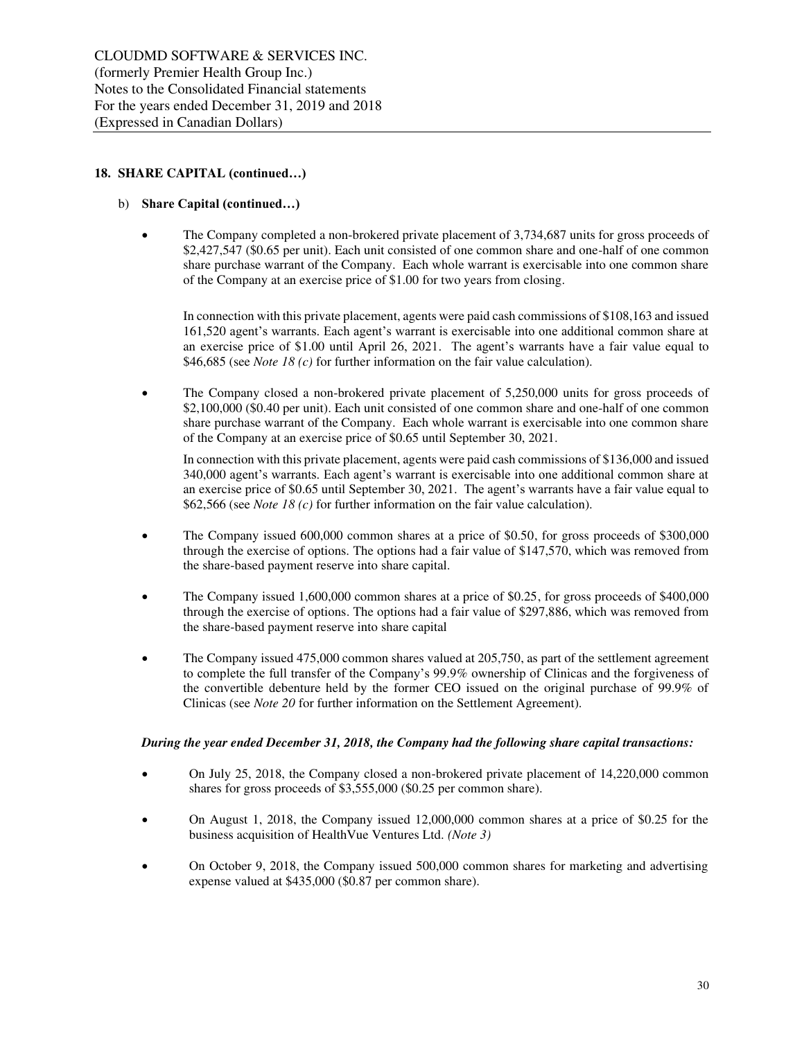## 18. SHARE CAPITAL (continued…)

b) **Share Capital (continued…)**

- The Company completed a non-brokered private placement of 3,734,687 units for gross proceeds of \$2,427,547 (\$0.65 per unit). Each unit consisted of one common share and one-half of one common share purchase warrant of the Company. Each whole warrant is exercisable into one common share of the Company at an exercise price of \$1.00 for two years from closing.

  In connection with this private placement, agents were paid cash commissions of \$108,163 and issued 161,520 agent's warrants. Each agent's warrant is exercisable into one additional common share at an exercise price of \$1.00 until April 26, 2021. The agent's warrants have a fair value equal to \$46,685 (see *Note 18 (c)* for further information on the fair value calculation).

- The Company closed a non-brokered private placement of 5,250,000 units for gross proceeds of \$2,100,000 (\$0.40 per unit). Each unit consisted of one common share and one-half of one common share purchase warrant of the Company. Each whole warrant is exercisable into one common share of the Company at an exercise price of \$0.65 until September 30, 2021.

  In connection with this private placement, agents were paid cash commissions of \$136,000 and issued 340,000 agent's warrants. Each agent's warrant is exercisable into one additional common share at an exercise price of \$0.65 until September 30, 2021. The agent's warrants have a fair value equal to \$62,566 (see *Note 18 (c)* for further information on the fair value calculation).

- The Company issued 600,000 common shares at a price of \$0.50, for gross proceeds of \$300,000 through the exercise of options. The options had a fair value of \$147,570, which was removed from the share-based payment reserve into share capital.

- The Company issued 1,600,000 common shares at a price of \$0.25, for gross proceeds of \$400,000 through the exercise of options. The options had a fair value of \$297,886, which was removed from the share-based payment reserve into share capital

- The Company issued 475,000 common shares valued at 205,750, as part of the settlement agreement to complete the full transfer of the Company's 99.9% ownership of Clinicas and the forgiveness of the convertible debenture held by the former CEO issued on the original purchase of 99.9% of Clinicas (see *Note 20* for further information on the Settlement Agreement).

***During the year ended December 31, 2018, the Company had the following share capital transactions:***

- On July 25, 2018, the Company closed a non-brokered private placement of 14,220,000 common shares for gross proceeds of \$3,555,000 (\$0.25 per common share).

- On August 1, 2018, the Company issued 12,000,000 common shares at a price of \$0.25 for the business acquisition of HealthVue Ventures Ltd. *(Note 3)*

- On October 9, 2018, the Company issued 500,000 common shares for marketing and advertising expense valued at \$435,000 (\$0.87 per common share).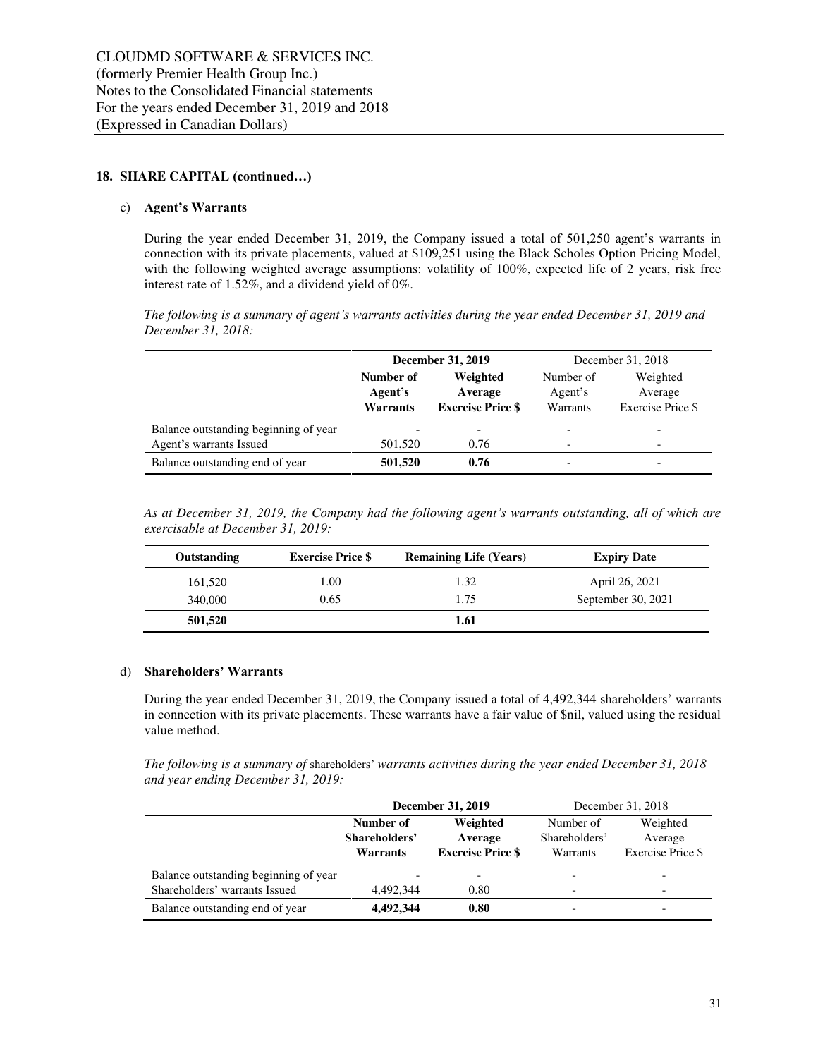CLOUDMD SOFTWARE & SERVICES INC.
(formerly Premier Health Group Inc.)
Notes to the Consolidated Financial statements
For the years ended December 31, 2019 and 2018
(Expressed in Canadian Dollars)

## 18. SHARE CAPITAL (continued…)

### c) Agent's Warrants

During the year ended December 31, 2019, the Company issued a total of 501,250 agent's warrants in connection with its private placements, valued at $109,251 using the Black Scholes Option Pricing Model, with the following weighted average assumptions: volatility of 100%, expected life of 2 years, risk free interest rate of 1.52%, and a dividend yield of 0%.

*The following is a summary of agent's warrants activities during the year ended December 31, 2019 and December 31, 2018:*

| | **December 31, 2019** | | December 31, 2018 | |
|---|---|---|---|---|
| | **Number of Agent's Warrants** | **Weighted Average Exercise Price $** | Number of Agent's Warrants | Weighted Average Exercise Price $ |
| Balance outstanding beginning of year | - | - | - | - |
| Agent's warrants Issued | 501,520 | 0.76 | - | - |
| Balance outstanding end of year | **501,520** | **0.76** | - | - |

*As at December 31, 2019, the Company had the following agent's warrants outstanding, all of which are exercisable at December 31, 2019:*

| Outstanding | Exercise Price $ | Remaining Life (Years) | Expiry Date |
|---|---|---|---|
| 161,520 | 1.00 | 1.32 | April 26, 2021 |
| 340,000 | 0.65 | 1.75 | September 30, 2021 |
| **501,520** | | **1.61** | |

### d) Shareholders' Warrants

During the year ended December 31, 2019, the Company issued a total of 4,492,344 shareholders' warrants in connection with its private placements. These warrants have a fair value of $nil, valued using the residual value method.

*The following is a summary of shareholders' warrants activities during the year ended December 31, 2018 and year ending December 31, 2019:*

| | **December 31, 2019** | | December 31, 2018 | |
|---|---|---|---|---|
| | **Number of Shareholders' Warrants** | **Weighted Average Exercise Price $** | Number of Shareholders' Warrants | Weighted Average Exercise Price $ |
| Balance outstanding beginning of year | - | - | - | - |
| Shareholders' warrants Issued | 4,492,344 | 0.80 | - | - |
| Balance outstanding end of year | **4,492,344** | **0.80** | - | - |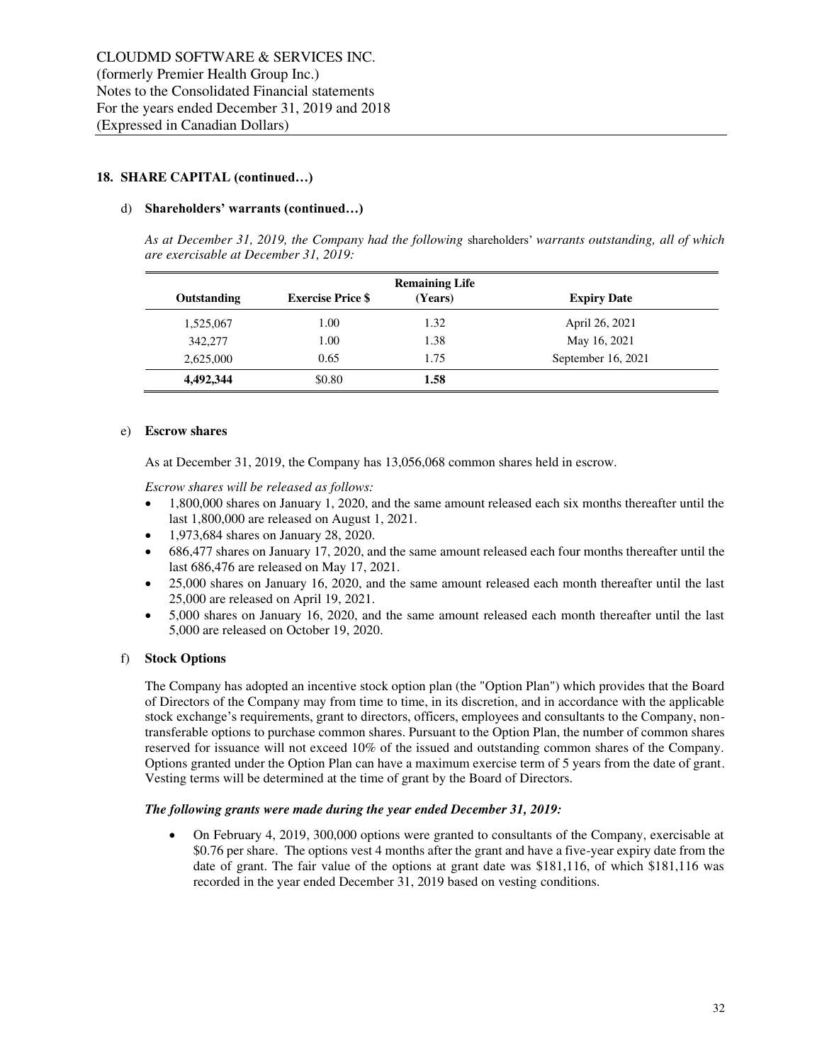## 18. SHARE CAPITAL (continued…)

d) **Shareholders' warrants (continued…)**

*As at December 31, 2019, the Company had the following* shareholders' *warrants outstanding, all of which are exercisable at December 31, 2019:*

| Outstanding | Exercise Price $ | Remaining Life (Years) | Expiry Date |
|---|---|---|---|
| 1,525,067 | 1.00 | 1.32 | April 26, 2021 |
| 342,277 | 1.00 | 1.38 | May 16, 2021 |
| 2,625,000 | 0.65 | 1.75 | September 16, 2021 |
| **4,492,344** | $0.80 | **1.58** | |

e) **Escrow shares**

As at December 31, 2019, the Company has 13,056,068 common shares held in escrow.

*Escrow shares will be released as follows:*

- 1,800,000 shares on January 1, 2020, and the same amount released each six months thereafter until the last 1,800,000 are released on August 1, 2021.
- 1,973,684 shares on January 28, 2020.
- 686,477 shares on January 17, 2020, and the same amount released each four months thereafter until the last 686,476 are released on May 17, 2021.
- 25,000 shares on January 16, 2020, and the same amount released each month thereafter until the last 25,000 are released on April 19, 2021.
- 5,000 shares on January 16, 2020, and the same amount released each month thereafter until the last 5,000 are released on October 19, 2020.

f) **Stock Options**

The Company has adopted an incentive stock option plan (the "Option Plan") which provides that the Board of Directors of the Company may from time to time, in its discretion, and in accordance with the applicable stock exchange's requirements, grant to directors, officers, employees and consultants to the Company, non-transferable options to purchase common shares. Pursuant to the Option Plan, the number of common shares reserved for issuance will not exceed 10% of the issued and outstanding common shares of the Company. Options granted under the Option Plan can have a maximum exercise term of 5 years from the date of grant. Vesting terms will be determined at the time of grant by the Board of Directors.

***The following grants were made during the year ended December 31, 2019:***

- On February 4, 2019, 300,000 options were granted to consultants of the Company, exercisable at $0.76 per share. The options vest 4 months after the grant and have a five-year expiry date from the date of grant. The fair value of the options at grant date was $181,116, of which $181,116 was recorded in the year ended December 31, 2019 based on vesting conditions.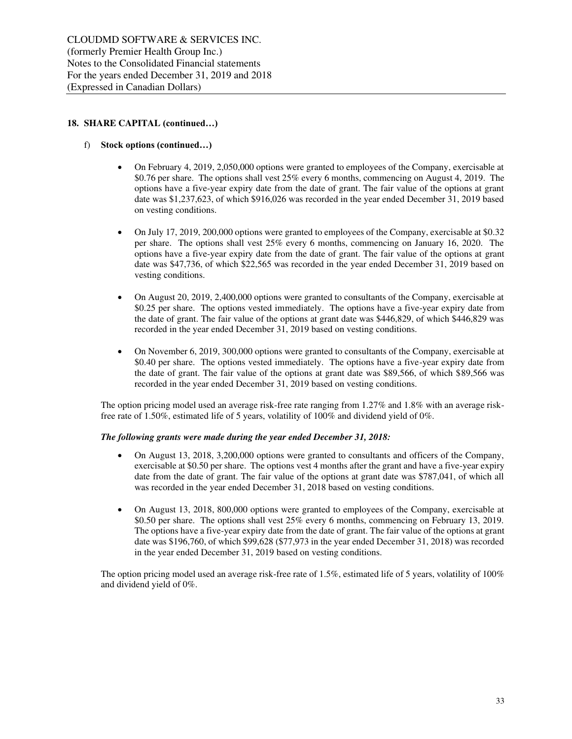## 18. SHARE CAPITAL (continued…)

f) **Stock options (continued…)**

- On February 4, 2019, 2,050,000 options were granted to employees of the Company, exercisable at $0.76 per share. The options shall vest 25% every 6 months, commencing on August 4, 2019. The options have a five-year expiry date from the date of grant. The fair value of the options at grant date was $1,237,623, of which $916,026 was recorded in the year ended December 31, 2019 based on vesting conditions.

- On July 17, 2019, 200,000 options were granted to employees of the Company, exercisable at $0.32 per share. The options shall vest 25% every 6 months, commencing on January 16, 2020. The options have a five-year expiry date from the date of grant. The fair value of the options at grant date was $47,736, of which $22,565 was recorded in the year ended December 31, 2019 based on vesting conditions.

- On August 20, 2019, 2,400,000 options were granted to consultants of the Company, exercisable at $0.25 per share. The options vested immediately. The options have a five-year expiry date from the date of grant. The fair value of the options at grant date was $446,829, of which $446,829 was recorded in the year ended December 31, 2019 based on vesting conditions.

- On November 6, 2019, 300,000 options were granted to consultants of the Company, exercisable at $0.40 per share. The options vested immediately. The options have a five-year expiry date from the date of grant. The fair value of the options at grant date was $89,566, of which $89,566 was recorded in the year ended December 31, 2019 based on vesting conditions.

The option pricing model used an average risk-free rate ranging from 1.27% and 1.8% with an average risk-free rate of 1.50%, estimated life of 5 years, volatility of 100% and dividend yield of 0%.

***The following grants were made during the year ended December 31, 2018:***

- On August 13, 2018, 3,200,000 options were granted to consultants and officers of the Company, exercisable at $0.50 per share. The options vest 4 months after the grant and have a five-year expiry date from the date of grant. The fair value of the options at grant date was $787,041, of which all was recorded in the year ended December 31, 2018 based on vesting conditions.

- On August 13, 2018, 800,000 options were granted to employees of the Company, exercisable at $0.50 per share. The options shall vest 25% every 6 months, commencing on February 13, 2019. The options have a five-year expiry date from the date of grant. The fair value of the options at grant date was $196,760, of which $99,628 ($77,973 in the year ended December 31, 2018) was recorded in the year ended December 31, 2019 based on vesting conditions.

The option pricing model used an average risk-free rate of 1.5%, estimated life of 5 years, volatility of 100% and dividend yield of 0%.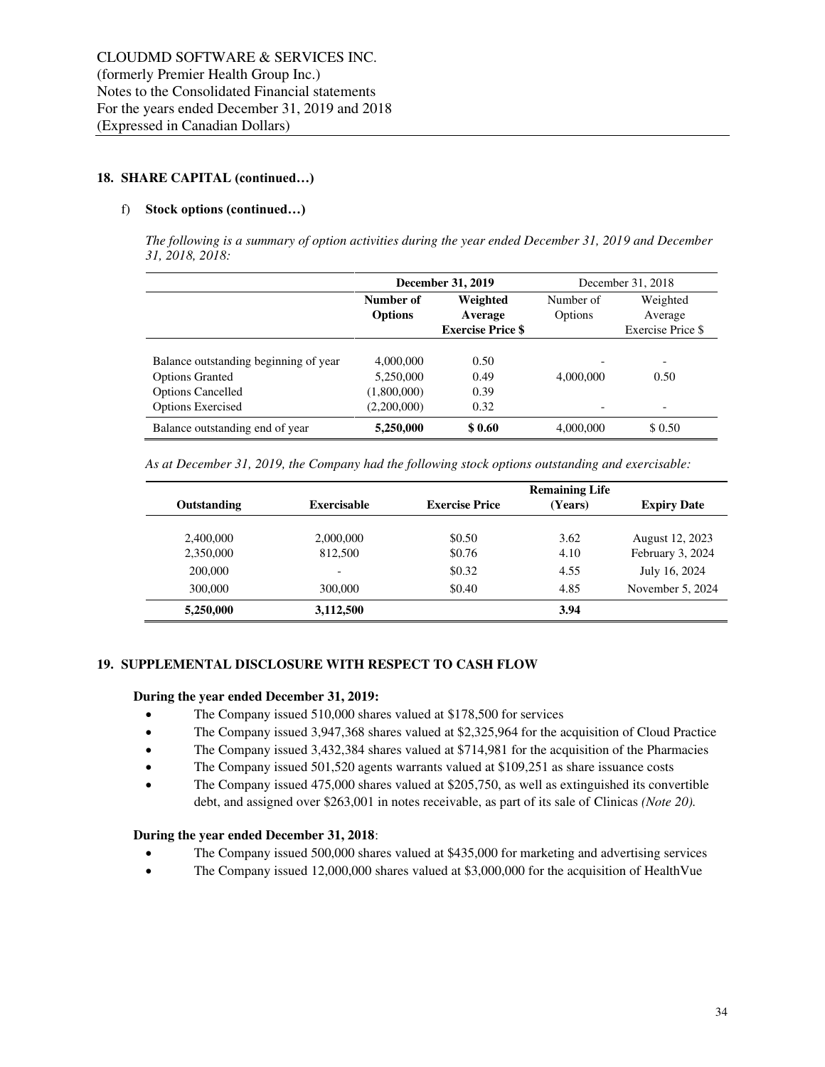CLOUDMD SOFTWARE & SERVICES INC.
(formerly Premier Health Group Inc.)
Notes to the Consolidated Financial statements
For the years ended December 31, 2019 and 2018
(Expressed in Canadian Dollars)

## 18. SHARE CAPITAL (continued…)

f) **Stock options (continued…)**

*The following is a summary of option activities during the year ended December 31, 2019 and December 31, 2018, 2018:*

| | **December 31, 2019** | | December 31, 2018 | |
|---|---|---|---|---|
| | **Number of Options** | **Weighted Average Exercise Price $** | Number of Options | Weighted Average Exercise Price $ |
| Balance outstanding beginning of year | 4,000,000 | 0.50 | - | - |
| Options Granted | 5,250,000 | 0.49 | 4,000,000 | 0.50 |
| Options Cancelled | (1,800,000) | 0.39 | | |
| Options Exercised | (2,200,000) | 0.32 | - | - |
| Balance outstanding end of year | **5,250,000** | **$ 0.60** | 4,000,000 | $ 0.50 |

*As at December 31, 2019, the Company had the following stock options outstanding and exercisable:*

| Outstanding | Exercisable | Exercise Price | Remaining Life (Years) | Expiry Date |
|---|---|---|---|---|
| 2,400,000 | 2,000,000 | $0.50 | 3.62 | August 12, 2023 |
| 2,350,000 | 812,500 | $0.76 | 4.10 | February 3, 2024 |
| 200,000 | - | $0.32 | 4.55 | July 16, 2024 |
| 300,000 | 300,000 | $0.40 | 4.85 | November 5, 2024 |
| **5,250,000** | **3,112,500** | | **3.94** | |

## 19. SUPPLEMENTAL DISCLOSURE WITH RESPECT TO CASH FLOW

**During the year ended December 31, 2019:**

- The Company issued 510,000 shares valued at $178,500 for services
- The Company issued 3,947,368 shares valued at $2,325,964 for the acquisition of Cloud Practice
- The Company issued 3,432,384 shares valued at $714,981 for the acquisition of the Pharmacies
- The Company issued 501,520 agents warrants valued at $109,251 as share issuance costs
- The Company issued 475,000 shares valued at $205,750, as well as extinguished its convertible debt, and assigned over $263,001 in notes receivable, as part of its sale of Clinicas *(Note 20).*

**During the year ended December 31, 2018**:

- The Company issued 500,000 shares valued at $435,000 for marketing and advertising services
- The Company issued 12,000,000 shares valued at $3,000,000 for the acquisition of HealthVue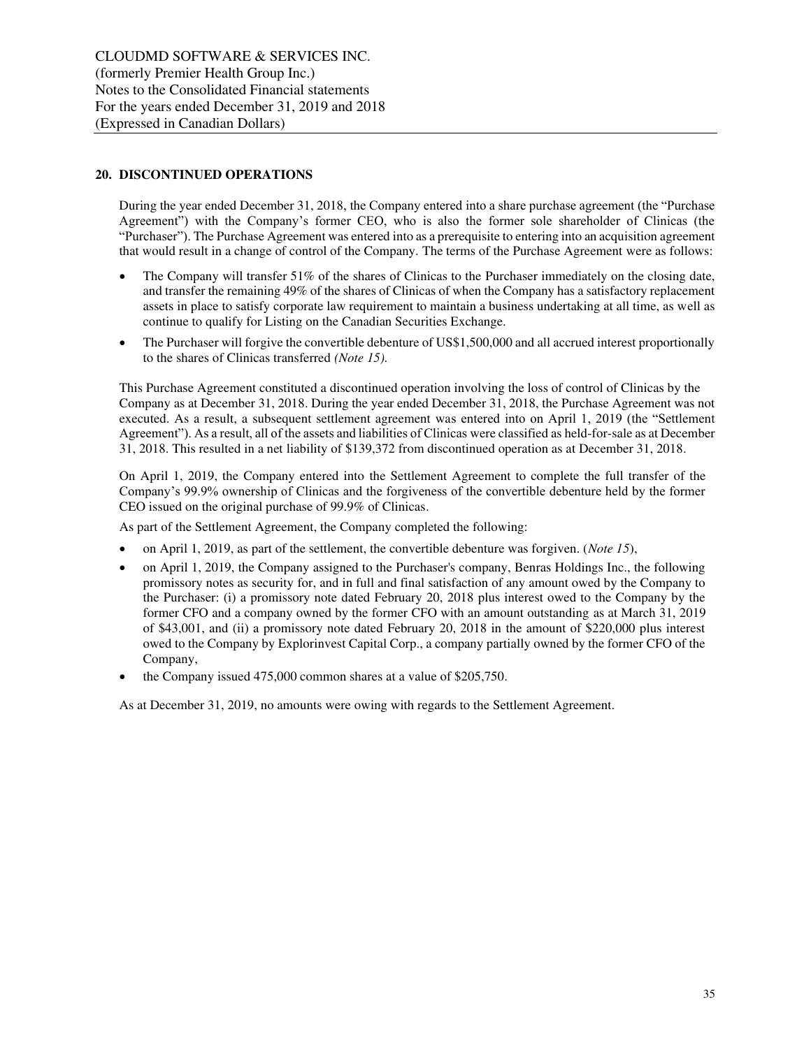## 20. DISCONTINUED OPERATIONS

During the year ended December 31, 2018, the Company entered into a share purchase agreement (the "Purchase Agreement") with the Company's former CEO, who is also the former sole shareholder of Clinicas (the "Purchaser"). The Purchase Agreement was entered into as a prerequisite to entering into an acquisition agreement that would result in a change of control of the Company. The terms of the Purchase Agreement were as follows:

- The Company will transfer 51% of the shares of Clinicas to the Purchaser immediately on the closing date, and transfer the remaining 49% of the shares of Clinicas of when the Company has a satisfactory replacement assets in place to satisfy corporate law requirement to maintain a business undertaking at all time, as well as continue to qualify for Listing on the Canadian Securities Exchange.
- The Purchaser will forgive the convertible debenture of US$1,500,000 and all accrued interest proportionally to the shares of Clinicas transferred *(Note 15).*

This Purchase Agreement constituted a discontinued operation involving the loss of control of Clinicas by the Company as at December 31, 2018. During the year ended December 31, 2018, the Purchase Agreement was not executed. As a result, a subsequent settlement agreement was entered into on April 1, 2019 (the "Settlement Agreement"). As a result, all of the assets and liabilities of Clinicas were classified as held-for-sale as at December 31, 2018. This resulted in a net liability of $139,372 from discontinued operation as at December 31, 2018.

On April 1, 2019, the Company entered into the Settlement Agreement to complete the full transfer of the Company's 99.9% ownership of Clinicas and the forgiveness of the convertible debenture held by the former CEO issued on the original purchase of 99.9% of Clinicas.

As part of the Settlement Agreement, the Company completed the following:

- on April 1, 2019, as part of the settlement, the convertible debenture was forgiven. (*Note 15*),
- on April 1, 2019, the Company assigned to the Purchaser's company, Benras Holdings Inc., the following promissory notes as security for, and in full and final satisfaction of any amount owed by the Company to the Purchaser: (i) a promissory note dated February 20, 2018 plus interest owed to the Company by the former CFO and a company owned by the former CFO with an amount outstanding as at March 31, 2019 of $43,001, and (ii) a promissory note dated February 20, 2018 in the amount of $220,000 plus interest owed to the Company by Explorinvest Capital Corp., a company partially owned by the former CFO of the Company,
- the Company issued 475,000 common shares at a value of $205,750.

As at December 31, 2019, no amounts were owing with regards to the Settlement Agreement.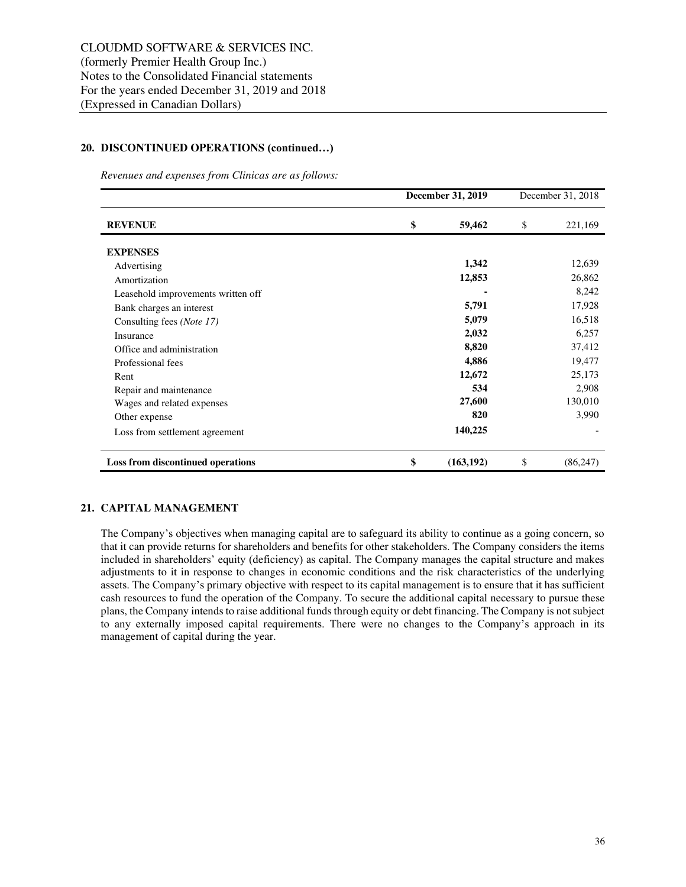## 20. DISCONTINUED OPERATIONS (continued…)

*Revenues and expenses from Clinicas are as follows:*

| | December 31, 2019 | December 31, 2018 |
|---|---|---|
| **REVENUE** | **$ 59,462** | $ 221,169 |
| **EXPENSES** | | |
| Advertising | **1,342** | 12,639 |
| Amortization | **12,853** | 26,862 |
| Leasehold improvements written off | **-** | 8,242 |
| Bank charges an interest | **5,791** | 17,928 |
| Consulting fees *(Note 17)* | **5,079** | 16,518 |
| Insurance | **2,032** | 6,257 |
| Office and administration | **8,820** | 37,412 |
| Professional fees | **4,886** | 19,477 |
| Rent | **12,672** | 25,173 |
| Repair and maintenance | **534** | 2,908 |
| Wages and related expenses | **27,600** | 130,010 |
| Other expense | **820** | 3,990 |
| Loss from settlement agreement | **140,225** | - |
| **Loss from discontinued operations** | **$ (163,192)** | $ (86,247) |

## 21. CAPITAL MANAGEMENT

The Company's objectives when managing capital are to safeguard its ability to continue as a going concern, so that it can provide returns for shareholders and benefits for other stakeholders. The Company considers the items included in shareholders' equity (deficiency) as capital. The Company manages the capital structure and makes adjustments to it in response to changes in economic conditions and the risk characteristics of the underlying assets. The Company's primary objective with respect to its capital management is to ensure that it has sufficient cash resources to fund the operation of the Company. To secure the additional capital necessary to pursue these plans, the Company intends to raise additional funds through equity or debt financing. The Company is not subject to any externally imposed capital requirements. There were no changes to the Company's approach in its management of capital during the year.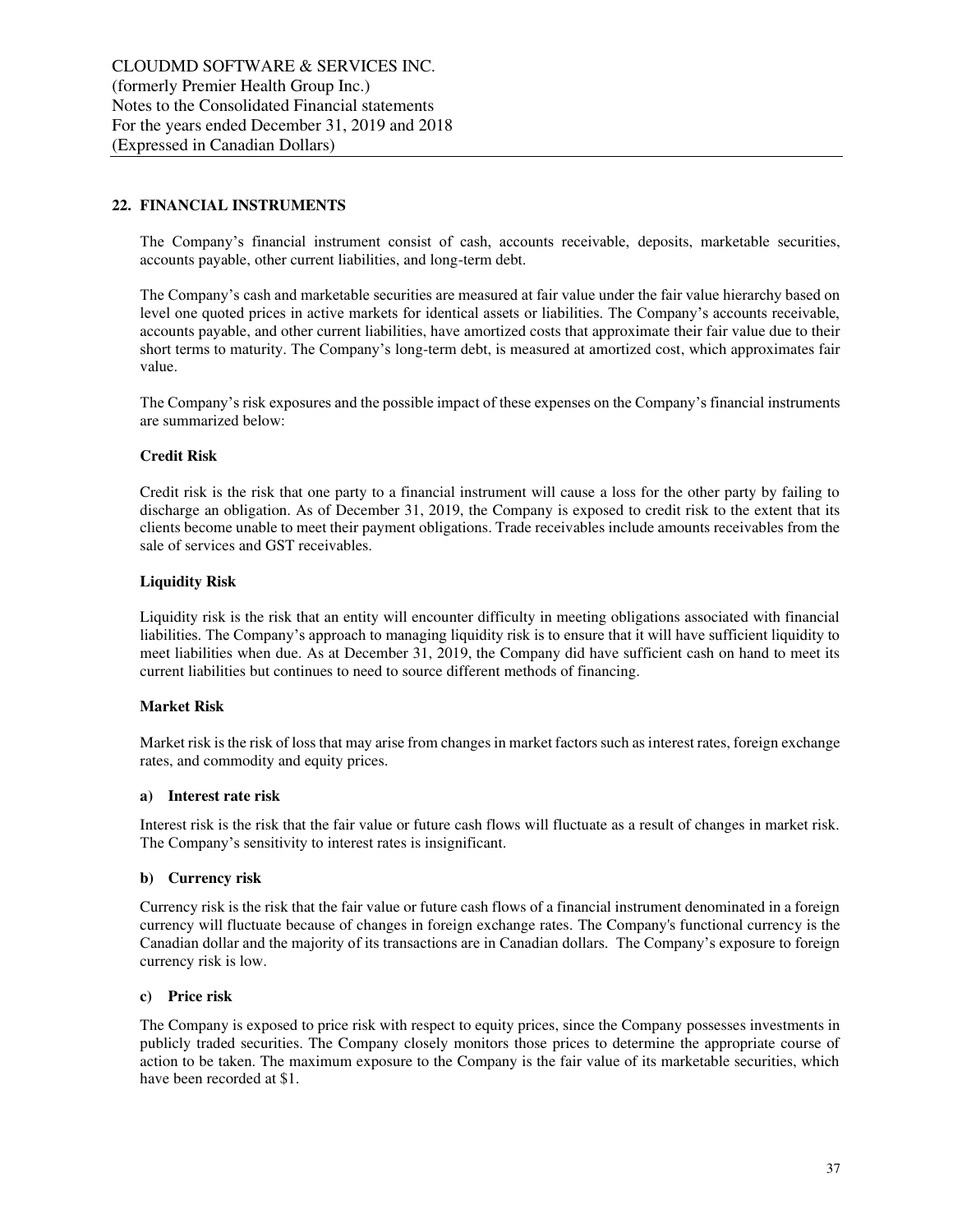## 22. FINANCIAL INSTRUMENTS

The Company's financial instrument consist of cash, accounts receivable, deposits, marketable securities, accounts payable, other current liabilities, and long-term debt.

The Company's cash and marketable securities are measured at fair value under the fair value hierarchy based on level one quoted prices in active markets for identical assets or liabilities. The Company's accounts receivable, accounts payable, and other current liabilities, have amortized costs that approximate their fair value due to their short terms to maturity. The Company's long-term debt, is measured at amortized cost, which approximates fair value.

The Company's risk exposures and the possible impact of these expenses on the Company's financial instruments are summarized below:

### Credit Risk

Credit risk is the risk that one party to a financial instrument will cause a loss for the other party by failing to discharge an obligation. As of December 31, 2019, the Company is exposed to credit risk to the extent that its clients become unable to meet their payment obligations. Trade receivables include amounts receivables from the sale of services and GST receivables.

### Liquidity Risk

Liquidity risk is the risk that an entity will encounter difficulty in meeting obligations associated with financial liabilities. The Company's approach to managing liquidity risk is to ensure that it will have sufficient liquidity to meet liabilities when due. As at December 31, 2019, the Company did have sufficient cash on hand to meet its current liabilities but continues to need to source different methods of financing.

### Market Risk

Market risk is the risk of loss that may arise from changes in market factors such as interest rates, foreign exchange rates, and commodity and equity prices.

**a) Interest rate risk**

Interest risk is the risk that the fair value or future cash flows will fluctuate as a result of changes in market risk. The Company's sensitivity to interest rates is insignificant.

**b) Currency risk**

Currency risk is the risk that the fair value or future cash flows of a financial instrument denominated in a foreign currency will fluctuate because of changes in foreign exchange rates. The Company's functional currency is the Canadian dollar and the majority of its transactions are in Canadian dollars. The Company's exposure to foreign currency risk is low.

**c) Price risk**

The Company is exposed to price risk with respect to equity prices, since the Company possesses investments in publicly traded securities. The Company closely monitors those prices to determine the appropriate course of action to be taken. The maximum exposure to the Company is the fair value of its marketable securities, which have been recorded at $1.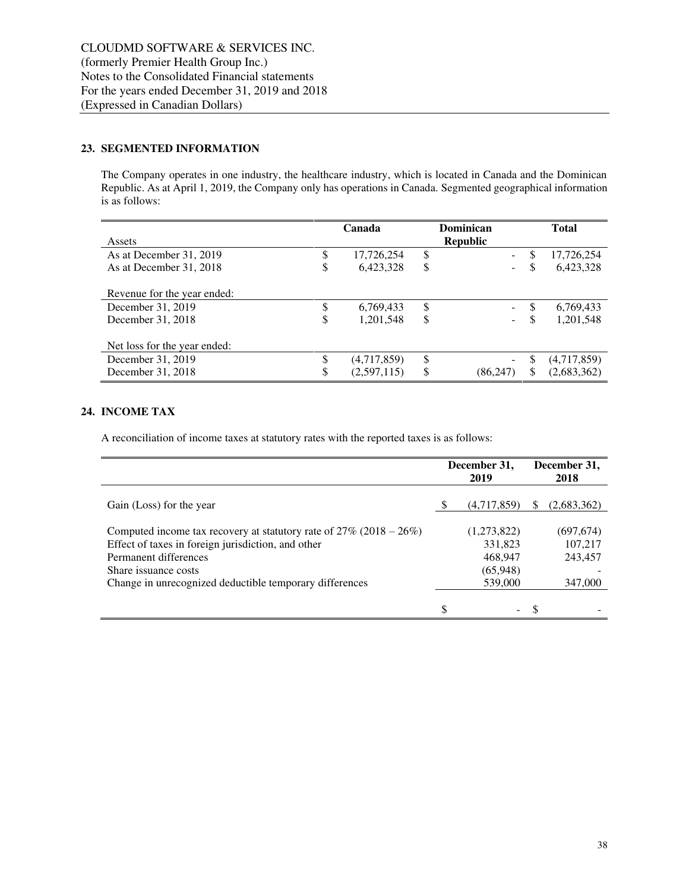CLOUDMD SOFTWARE & SERVICES INC.
(formerly Premier Health Group Inc.)
Notes to the Consolidated Financial statements
For the years ended December 31, 2019 and 2018
(Expressed in Canadian Dollars)

## 23. SEGMENTED INFORMATION

The Company operates in one industry, the healthcare industry, which is located in Canada and the Dominican Republic. As at April 1, 2019, the Company only has operations in Canada. Segmented geographical information is as follows:

| Assets | Canada | Dominican Republic | Total |
|---|---|---|---|
| As at December 31, 2019 | $ 17,726,254 | $ - | $ 17,726,254 |
| As at December 31, 2018 | $ 6,423,328 | $ - | $ 6,423,328 |
| Revenue for the year ended: | | | |
| December 31, 2019 | $ 6,769,433 | $ - | $ 6,769,433 |
| December 31, 2018 | $ 1,201,548 | $ - | $ 1,201,548 |
| Net loss for the year ended: | | | |
| December 31, 2019 | $ (4,717,859) | $ - | $ (4,717,859) |
| December 31, 2018 | $ (2,597,115) | $ (86,247) | $ (2,683,362) |

## 24. INCOME TAX

A reconciliation of income taxes at statutory rates with the reported taxes is as follows:

| | December 31, 2019 | December 31, 2018 |
|---|---|---|
| Gain (Loss) for the year | $ (4,717,859) | $ (2,683,362) |
| Computed income tax recovery at statutory rate of 27% (2018 – 26%) | (1,273,822) | (697,674) |
| Effect of taxes in foreign jurisdiction, and other | 331,823 | 107,217 |
| Permanent differences | 468,947 | 243,457 |
| Share issuance costs | (65,948) | - |
| Change in unrecognized deductible temporary differences | 539,000 | 347,000 |
| | $ - | $ - |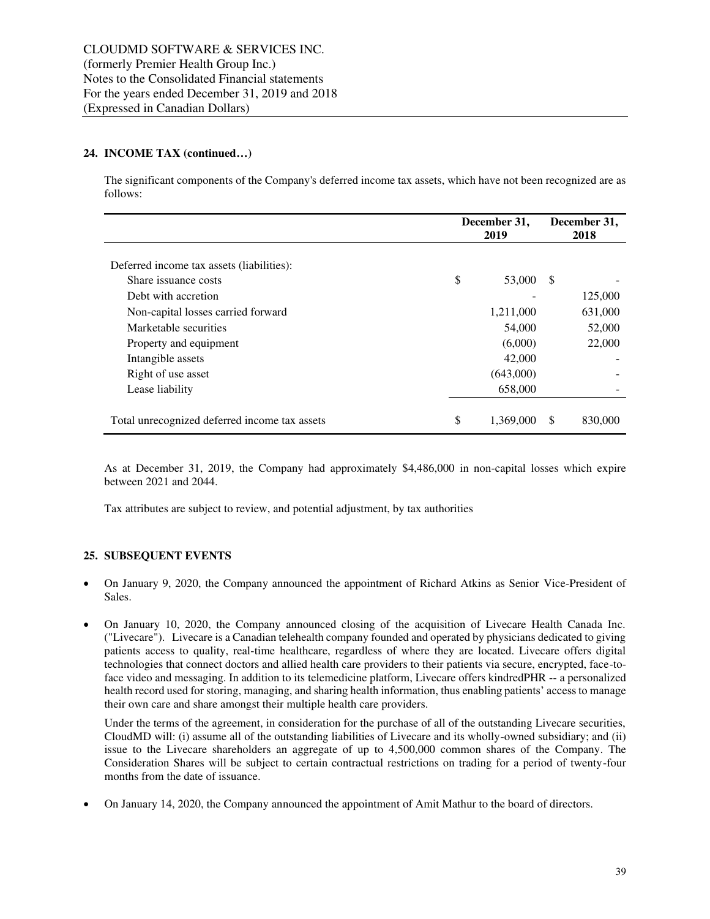## 24. INCOME TAX (continued…)

The significant components of the Company's deferred income tax assets, which have not been recognized are as follows:

| | December 31, 2019 | December 31, 2018 |
|---|---|---|
| Deferred income tax assets (liabilities): | | |
| Share issuance costs | $ 53,000 | $ - |
| Debt with accretion | - | 125,000 |
| Non-capital losses carried forward | 1,211,000 | 631,000 |
| Marketable securities | 54,000 | 52,000 |
| Property and equipment | (6,000) | 22,000 |
| Intangible assets | 42,000 | - |
| Right of use asset | (643,000) | - |
| Lease liability | 658,000 | - |
| Total unrecognized deferred income tax assets | $ 1,369,000 | $ 830,000 |

As at December 31, 2019, the Company had approximately $4,486,000 in non-capital losses which expire between 2021 and 2044.

Tax attributes are subject to review, and potential adjustment, by tax authorities

## 25. SUBSEQUENT EVENTS

- On January 9, 2020, the Company announced the appointment of Richard Atkins as Senior Vice-President of Sales.
- On January 10, 2020, the Company announced closing of the acquisition of Livecare Health Canada Inc. ("Livecare"). Livecare is a Canadian telehealth company founded and operated by physicians dedicated to giving patients access to quality, real-time healthcare, regardless of where they are located. Livecare offers digital technologies that connect doctors and allied health care providers to their patients via secure, encrypted, face-to-face video and messaging. In addition to its telemedicine platform, Livecare offers kindredPHR -- a personalized health record used for storing, managing, and sharing health information, thus enabling patients' access to manage their own care and share amongst their multiple health care providers.

  Under the terms of the agreement, in consideration for the purchase of all of the outstanding Livecare securities, CloudMD will: (i) assume all of the outstanding liabilities of Livecare and its wholly-owned subsidiary; and (ii) issue to the Livecare shareholders an aggregate of up to 4,500,000 common shares of the Company. The Consideration Shares will be subject to certain contractual restrictions on trading for a period of twenty-four months from the date of issuance.
- On January 14, 2020, the Company announced the appointment of Amit Mathur to the board of directors.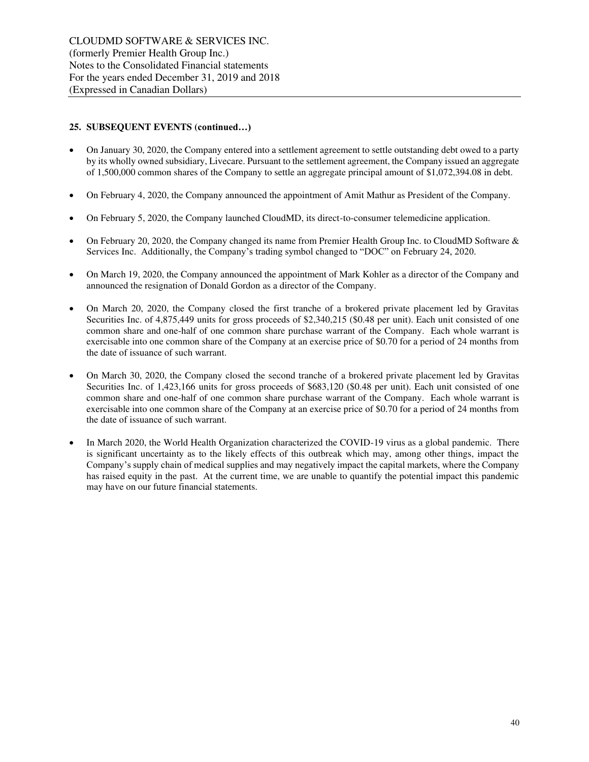## 25. SUBSEQUENT EVENTS (continued…)

- On January 30, 2020, the Company entered into a settlement agreement to settle outstanding debt owed to a party by its wholly owned subsidiary, Livecare. Pursuant to the settlement agreement, the Company issued an aggregate of 1,500,000 common shares of the Company to settle an aggregate principal amount of $1,072,394.08 in debt.

- On February 4, 2020, the Company announced the appointment of Amit Mathur as President of the Company.

- On February 5, 2020, the Company launched CloudMD, its direct-to-consumer telemedicine application.

- On February 20, 2020, the Company changed its name from Premier Health Group Inc. to CloudMD Software & Services Inc. Additionally, the Company's trading symbol changed to "DOC" on February 24, 2020.

- On March 19, 2020, the Company announced the appointment of Mark Kohler as a director of the Company and announced the resignation of Donald Gordon as a director of the Company.

- On March 20, 2020, the Company closed the first tranche of a brokered private placement led by Gravitas Securities Inc. of 4,875,449 units for gross proceeds of $2,340,215 ($0.48 per unit). Each unit consisted of one common share and one-half of one common share purchase warrant of the Company. Each whole warrant is exercisable into one common share of the Company at an exercise price of $0.70 for a period of 24 months from the date of issuance of such warrant.

- On March 30, 2020, the Company closed the second tranche of a brokered private placement led by Gravitas Securities Inc. of 1,423,166 units for gross proceeds of $683,120 ($0.48 per unit). Each unit consisted of one common share and one-half of one common share purchase warrant of the Company. Each whole warrant is exercisable into one common share of the Company at an exercise price of $0.70 for a period of 24 months from the date of issuance of such warrant.

- In March 2020, the World Health Organization characterized the COVID-19 virus as a global pandemic. There is significant uncertainty as to the likely effects of this outbreak which may, among other things, impact the Company's supply chain of medical supplies and may negatively impact the capital markets, where the Company has raised equity in the past. At the current time, we are unable to quantify the potential impact this pandemic may have on our future financial statements.